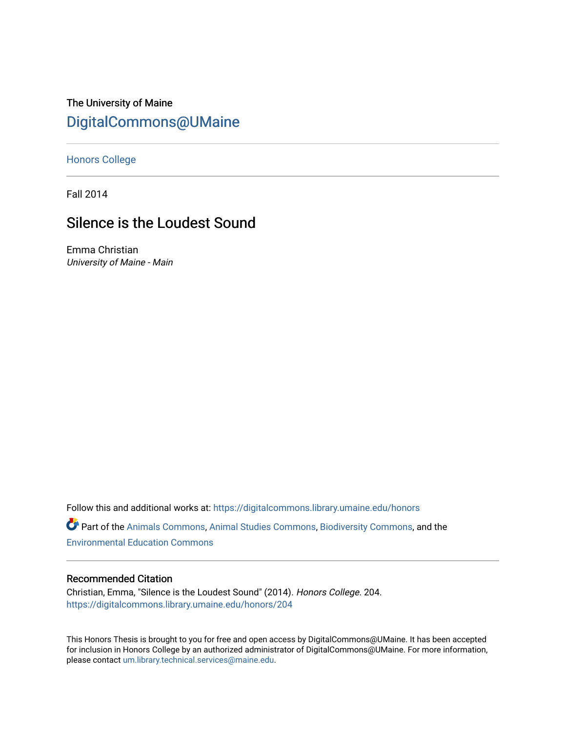The University of Maine

DigitalCommons@UMaine

Honors College

Fall 2014

# Silence is the Loudest Sound

Emma Christian

*University of Maine - Main*

Follow this and additional works at: https://digitalcommons.library.umaine.edu/honors

Part of the Animals Commons, Animal Studies Commons, Biodiversity Commons, and the Environmental Education Commons

## Recommended Citation

Christian, Emma, "Silence is the Loudest Sound" (2014). *Honors College*. 204.
https://digitalcommons.library.umaine.edu/honors/204

This Honors Thesis is brought to you for free and open access by DigitalCommons@UMaine. It has been accepted for inclusion in Honors College by an authorized administrator of DigitalCommons@UMaine. For more information, please contact um.library.technical.services@maine.edu.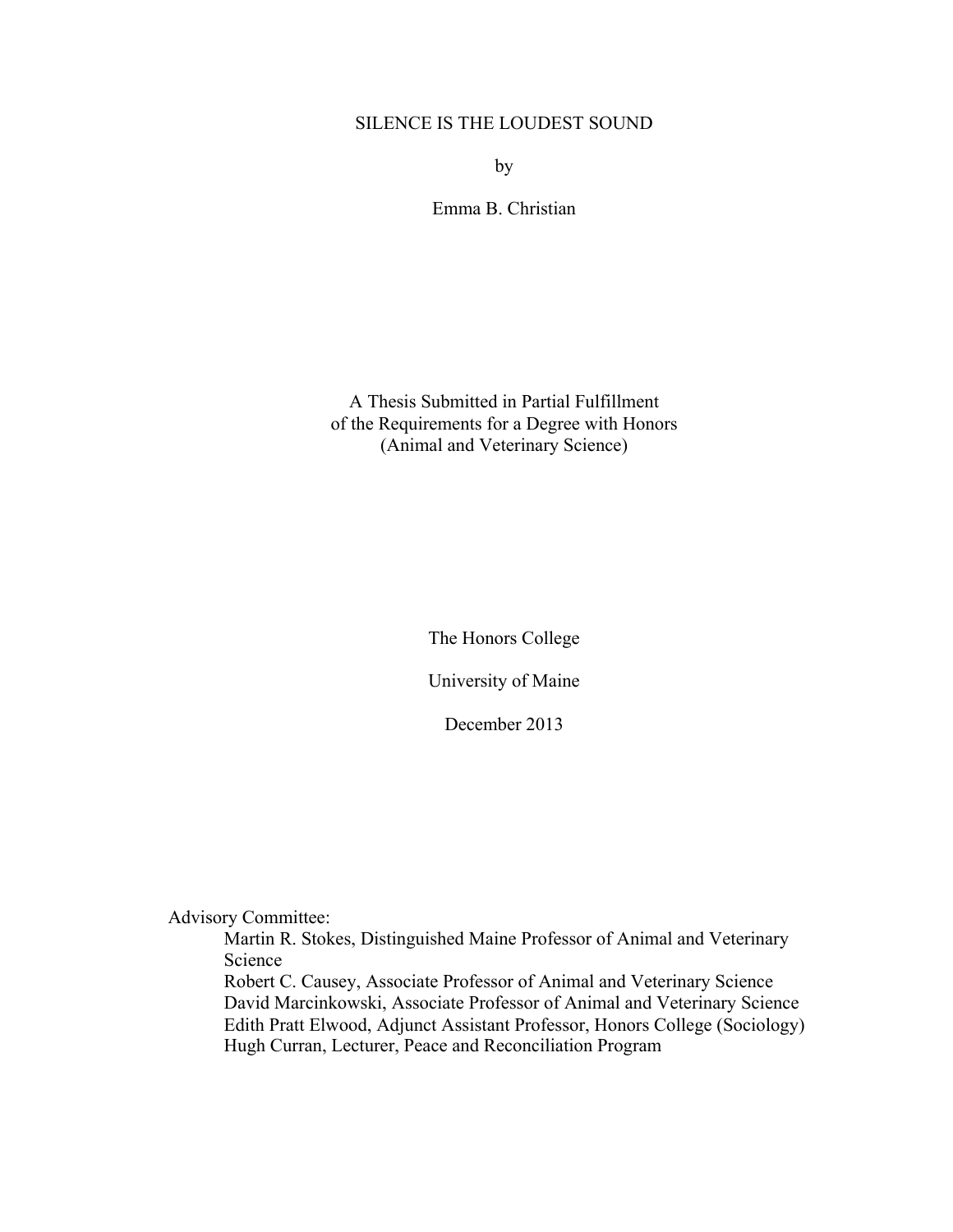# SILENCE IS THE LOUDEST SOUND

by

Emma B. Christian

A Thesis Submitted in Partial Fulfillment
of the Requirements for a Degree with Honors
(Animal and Veterinary Science)

The Honors College

University of Maine

December 2013

Advisory Committee:

- Martin R. Stokes, Distinguished Maine Professor of Animal and Veterinary Science
- Robert C. Causey, Associate Professor of Animal and Veterinary Science
- David Marcinkowski, Associate Professor of Animal and Veterinary Science
- Edith Pratt Elwood, Adjunct Assistant Professor, Honors College (Sociology)
- Hugh Curran, Lecturer, Peace and Reconciliation Program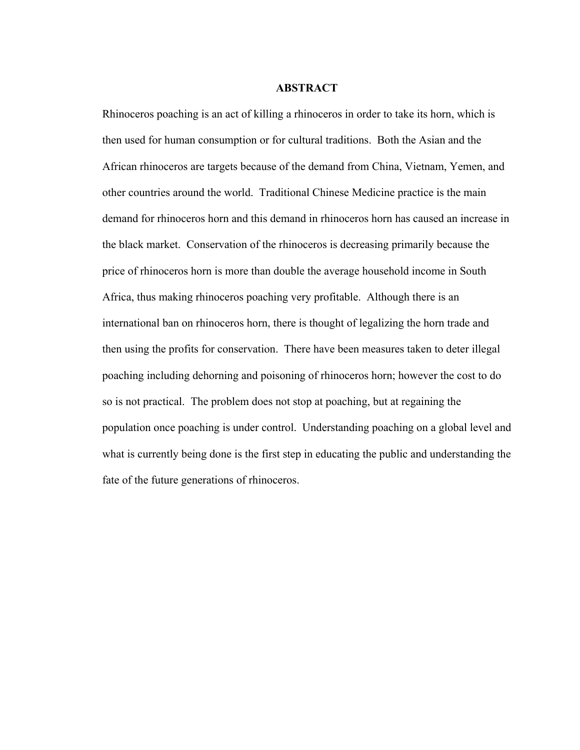## ABSTRACT

Rhinoceros poaching is an act of killing a rhinoceros in order to take its horn, which is then used for human consumption or for cultural traditions. Both the Asian and the African rhinoceros are targets because of the demand from China, Vietnam, Yemen, and other countries around the world. Traditional Chinese Medicine practice is the main demand for rhinoceros horn and this demand in rhinoceros horn has caused an increase in the black market. Conservation of the rhinoceros is decreasing primarily because the price of rhinoceros horn is more than double the average household income in South Africa, thus making rhinoceros poaching very profitable. Although there is an international ban on rhinoceros horn, there is thought of legalizing the horn trade and then using the profits for conservation. There have been measures taken to deter illegal poaching including dehorning and poisoning of rhinoceros horn; however the cost to do so is not practical. The problem does not stop at poaching, but at regaining the population once poaching is under control. Understanding poaching on a global level and what is currently being done is the first step in educating the public and understanding the fate of the future generations of rhinoceros.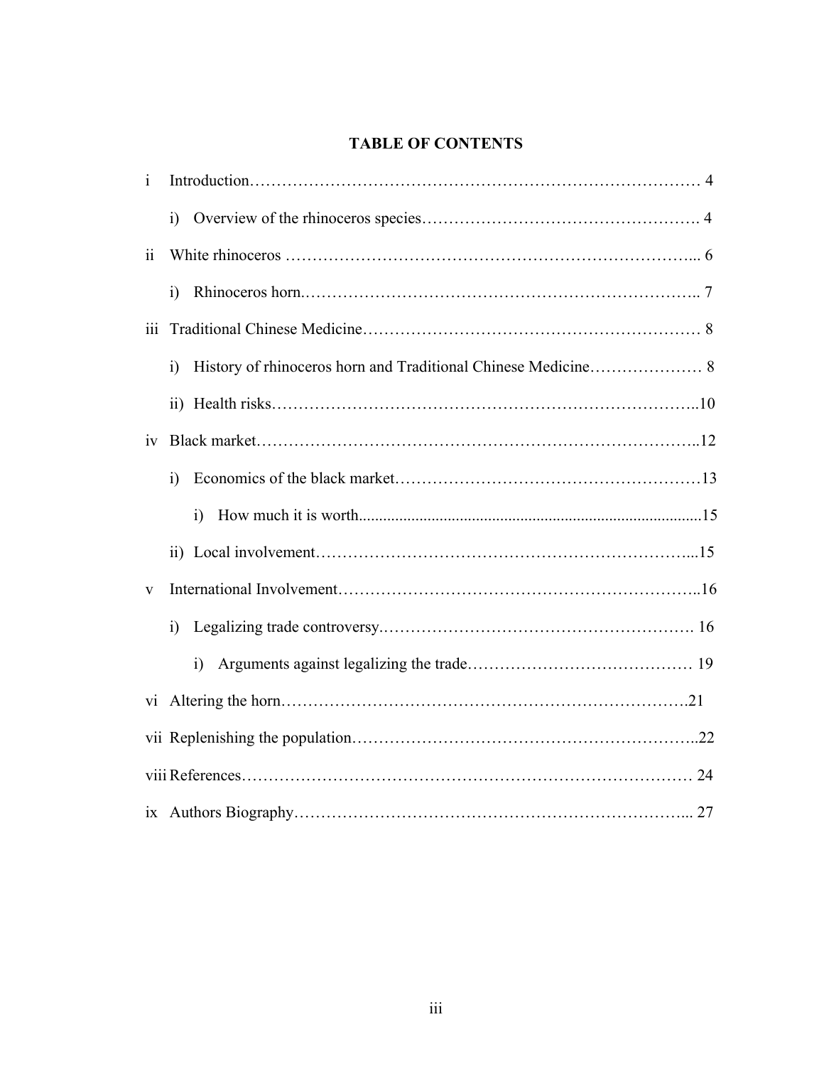# TABLE OF CONTENTS

i Introduction………………………………………………………………………… 4

  i) Overview of the rhinoceros species…………………………………………. 4

ii White rhinoceros ……………………………………………………………... 6

  i) Rhinoceros horn……………………………………………………………….. 7

iii Traditional Chinese Medicine…………………………………………………… 8

  i) History of rhinoceros horn and Traditional Chinese Medicine………………… 8

  ii) Health risks…………………………………………………………………..10

iv Black market………………………………………………………………………..12

  i) Economics of the black market………………………………………………13

    i) How much it is worth.....................................................................................15

  ii) Local involvement…………………………………………………………...15

v International Involvement………………………………………………………..16

  i) Legalizing trade controversy.………………………………………………. 16

    i) Arguments against legalizing the trade…………………………………… 19

vi Altering the horn…………………………………………………………………….21

vii Replenishing the population……………………………………………………..22

viii References………………………………………………………………………… 24

ix Authors Biography………………………………………………………………... 27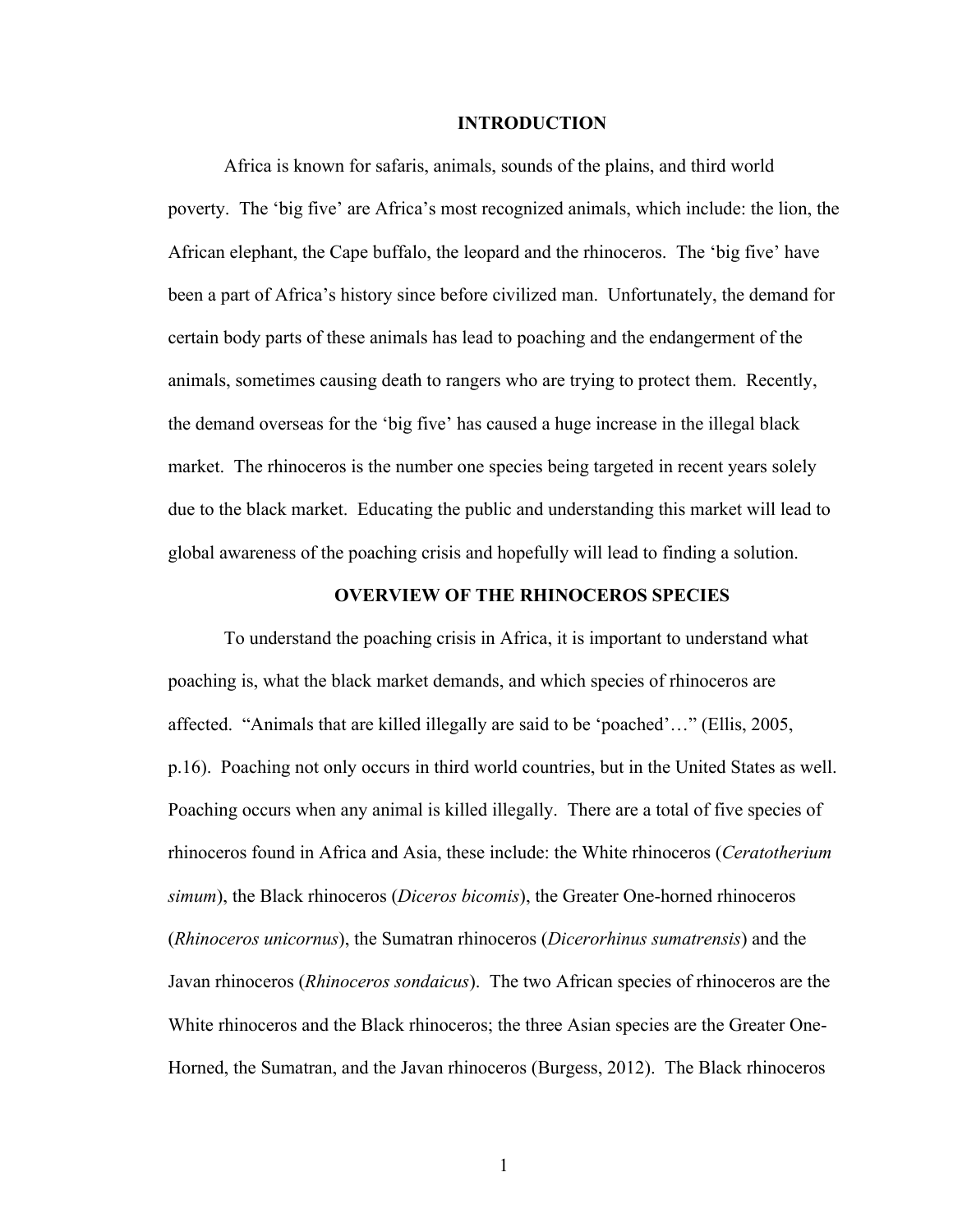## INTRODUCTION

Africa is known for safaris, animals, sounds of the plains, and third world poverty. The 'big five' are Africa's most recognized animals, which include: the lion, the African elephant, the Cape buffalo, the leopard and the rhinoceros. The 'big five' have been a part of Africa's history since before civilized man. Unfortunately, the demand for certain body parts of these animals has lead to poaching and the endangerment of the animals, sometimes causing death to rangers who are trying to protect them. Recently, the demand overseas for the 'big five' has caused a huge increase in the illegal black market. The rhinoceros is the number one species being targeted in recent years solely due to the black market. Educating the public and understanding this market will lead to global awareness of the poaching crisis and hopefully will lead to finding a solution.

## OVERVIEW OF THE RHINOCEROS SPECIES

To understand the poaching crisis in Africa, it is important to understand what poaching is, what the black market demands, and which species of rhinoceros are affected. "Animals that are killed illegally are said to be 'poached'…" (Ellis, 2005, p.16). Poaching not only occurs in third world countries, but in the United States as well. Poaching occurs when any animal is killed illegally. There are a total of five species of rhinoceros found in Africa and Asia, these include: the White rhinoceros (*Ceratotherium simum*), the Black rhinoceros (*Diceros bicomis*), the Greater One-horned rhinoceros (*Rhinoceros unicornus*), the Sumatran rhinoceros (*Dicerorhinus sumatrensis*) and the Javan rhinoceros (*Rhinoceros sondaicus*). The two African species of rhinoceros are the White rhinoceros and the Black rhinoceros; the three Asian species are the Greater One-Horned, the Sumatran, and the Javan rhinoceros (Burgess, 2012). The Black rhinoceros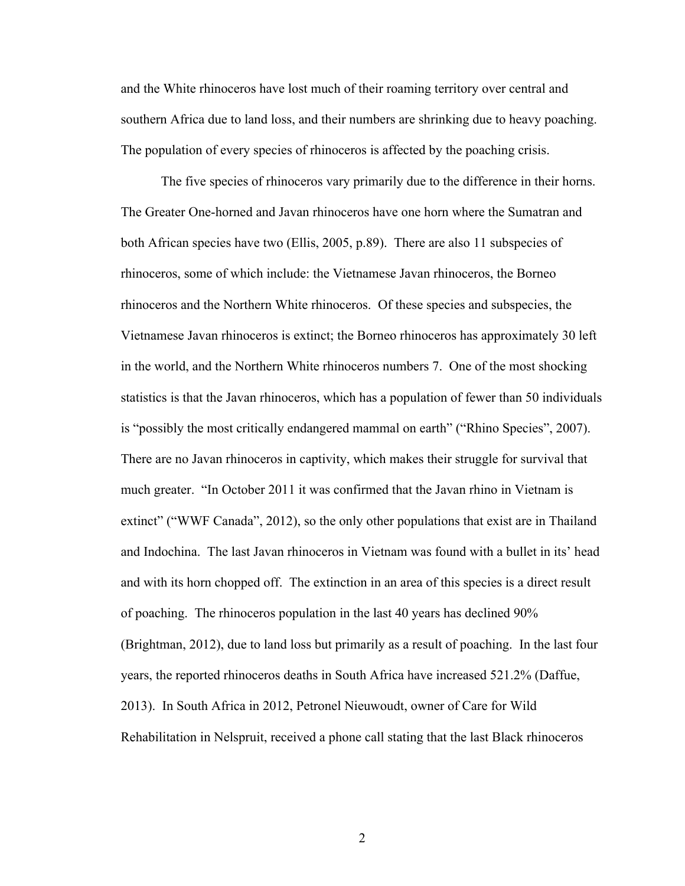and the White rhinoceros have lost much of their roaming territory over central and southern Africa due to land loss, and their numbers are shrinking due to heavy poaching. The population of every species of rhinoceros is affected by the poaching crisis.

The five species of rhinoceros vary primarily due to the difference in their horns. The Greater One-horned and Javan rhinoceros have one horn where the Sumatran and both African species have two (Ellis, 2005, p.89). There are also 11 subspecies of rhinoceros, some of which include: the Vietnamese Javan rhinoceros, the Borneo rhinoceros and the Northern White rhinoceros. Of these species and subspecies, the Vietnamese Javan rhinoceros is extinct; the Borneo rhinoceros has approximately 30 left in the world, and the Northern White rhinoceros numbers 7. One of the most shocking statistics is that the Javan rhinoceros, which has a population of fewer than 50 individuals is "possibly the most critically endangered mammal on earth" ("Rhino Species", 2007). There are no Javan rhinoceros in captivity, which makes their struggle for survival that much greater. "In October 2011 it was confirmed that the Javan rhino in Vietnam is extinct" ("WWF Canada", 2012), so the only other populations that exist are in Thailand and Indochina. The last Javan rhinoceros in Vietnam was found with a bullet in its' head and with its horn chopped off. The extinction in an area of this species is a direct result of poaching. The rhinoceros population in the last 40 years has declined 90% (Brightman, 2012), due to land loss but primarily as a result of poaching. In the last four years, the reported rhinoceros deaths in South Africa have increased 521.2% (Daffue, 2013). In South Africa in 2012, Petronel Nieuwoudt, owner of Care for Wild Rehabilitation in Nelspruit, received a phone call stating that the last Black rhinoceros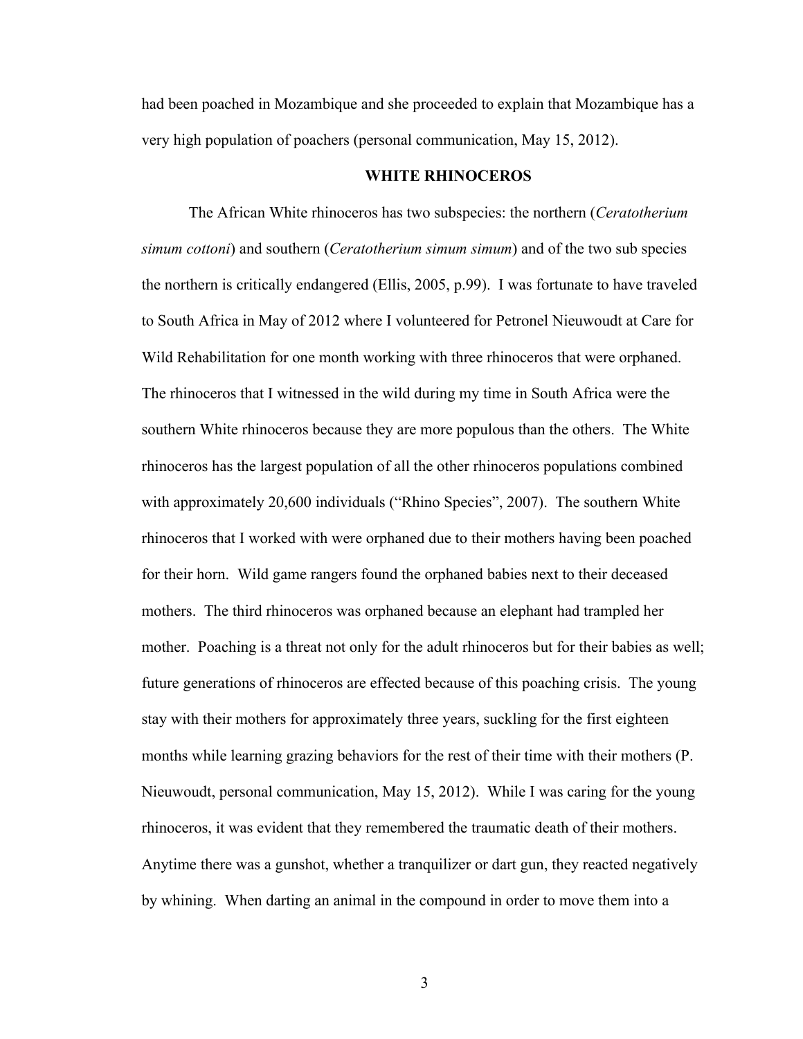had been poached in Mozambique and she proceeded to explain that Mozambique has a very high population of poachers (personal communication, May 15, 2012).

## WHITE RHINOCEROS

The African White rhinoceros has two subspecies: the northern (*Ceratotherium simum cottoni*) and southern (*Ceratotherium simum simum*) and of the two sub species the northern is critically endangered (Ellis, 2005, p.99). I was fortunate to have traveled to South Africa in May of 2012 where I volunteered for Petronel Nieuwoudt at Care for Wild Rehabilitation for one month working with three rhinoceros that were orphaned. The rhinoceros that I witnessed in the wild during my time in South Africa were the southern White rhinoceros because they are more populous than the others. The White rhinoceros has the largest population of all the other rhinoceros populations combined with approximately 20,600 individuals ("Rhino Species", 2007). The southern White rhinoceros that I worked with were orphaned due to their mothers having been poached for their horn. Wild game rangers found the orphaned babies next to their deceased mothers. The third rhinoceros was orphaned because an elephant had trampled her mother. Poaching is a threat not only for the adult rhinoceros but for their babies as well; future generations of rhinoceros are effected because of this poaching crisis. The young stay with their mothers for approximately three years, suckling for the first eighteen months while learning grazing behaviors for the rest of their time with their mothers (P. Nieuwoudt, personal communication, May 15, 2012). While I was caring for the young rhinoceros, it was evident that they remembered the traumatic death of their mothers. Anytime there was a gunshot, whether a tranquilizer or dart gun, they reacted negatively by whining. When darting an animal in the compound in order to move them into a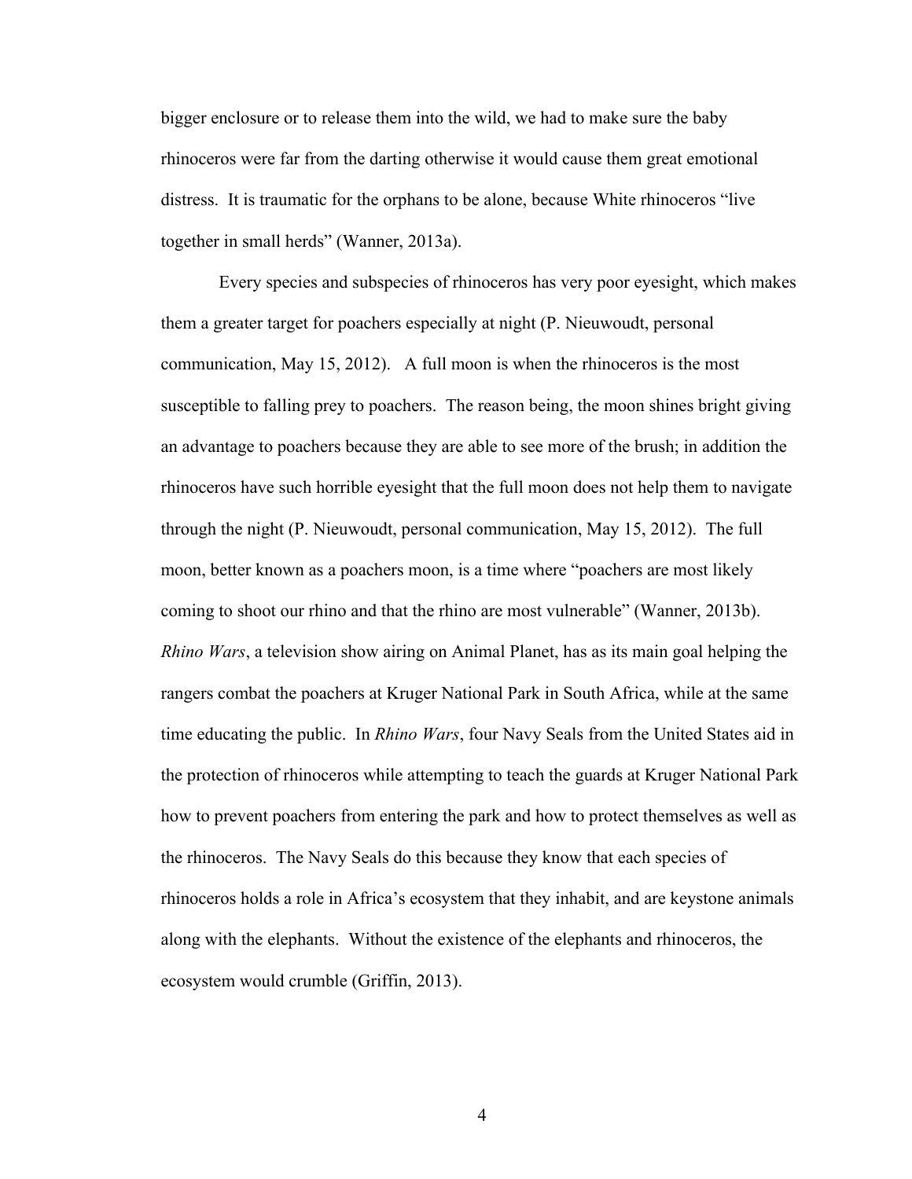bigger enclosure or to release them into the wild, we had to make sure the baby rhinoceros were far from the darting otherwise it would cause them great emotional distress. It is traumatic for the orphans to be alone, because White rhinoceros "live together in small herds" (Wanner, 2013a).

Every species and subspecies of rhinoceros has very poor eyesight, which makes them a greater target for poachers especially at night (P. Nieuwoudt, personal communication, May 15, 2012). A full moon is when the rhinoceros is the most susceptible to falling prey to poachers. The reason being, the moon shines bright giving an advantage to poachers because they are able to see more of the brush; in addition the rhinoceros have such horrible eyesight that the full moon does not help them to navigate through the night (P. Nieuwoudt, personal communication, May 15, 2012). The full moon, better known as a poachers moon, is a time where "poachers are most likely coming to shoot our rhino and that the rhino are most vulnerable" (Wanner, 2013b). *Rhino Wars*, a television show airing on Animal Planet, has as its main goal helping the rangers combat the poachers at Kruger National Park in South Africa, while at the same time educating the public. In *Rhino Wars*, four Navy Seals from the United States aid in the protection of rhinoceros while attempting to teach the guards at Kruger National Park how to prevent poachers from entering the park and how to protect themselves as well as the rhinoceros. The Navy Seals do this because they know that each species of rhinoceros holds a role in Africa's ecosystem that they inhabit, and are keystone animals along with the elephants. Without the existence of the elephants and rhinoceros, the ecosystem would crumble (Griffin, 2013).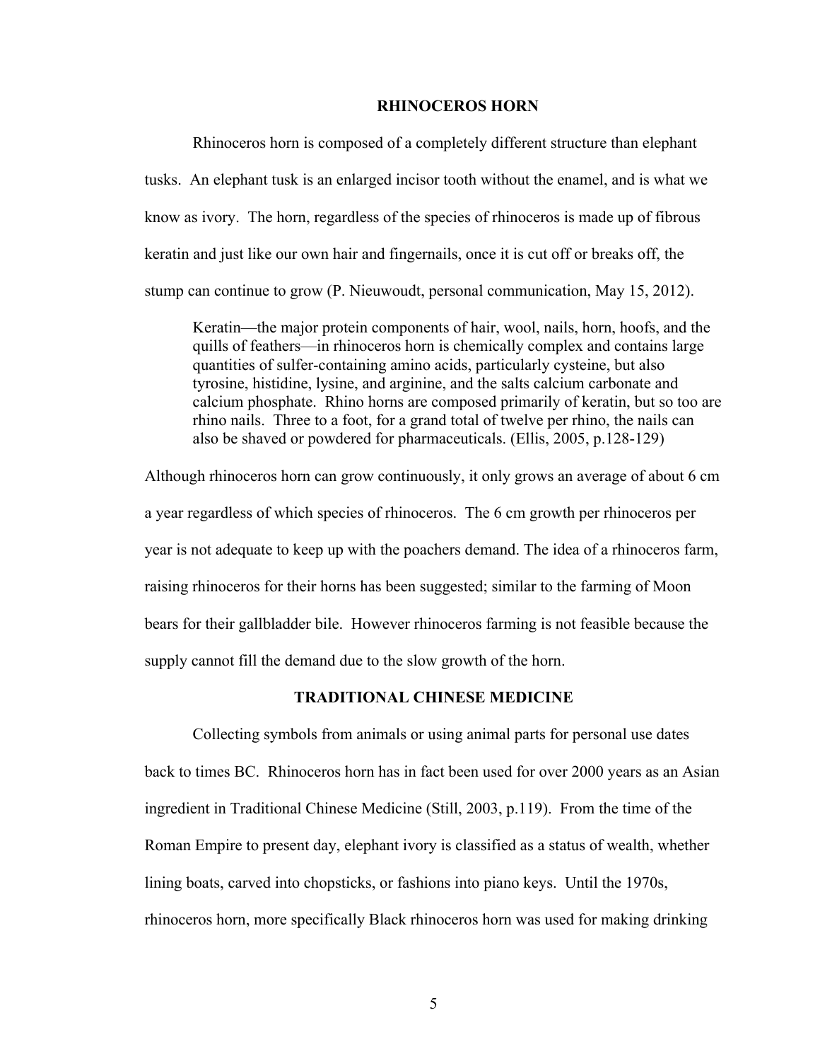## RHINOCEROS HORN

Rhinoceros horn is composed of a completely different structure than elephant tusks. An elephant tusk is an enlarged incisor tooth without the enamel, and is what we know as ivory. The horn, regardless of the species of rhinoceros is made up of fibrous keratin and just like our own hair and fingernails, once it is cut off or breaks off, the stump can continue to grow (P. Nieuwoudt, personal communication, May 15, 2012).

> Keratin—the major protein components of hair, wool, nails, horn, hoofs, and the quills of feathers—in rhinoceros horn is chemically complex and contains large quantities of sulfer-containing amino acids, particularly cysteine, but also tyrosine, histidine, lysine, and arginine, and the salts calcium carbonate and calcium phosphate. Rhino horns are composed primarily of keratin, but so too are rhino nails. Three to a foot, for a grand total of twelve per rhino, the nails can also be shaved or powdered for pharmaceuticals. (Ellis, 2005, p.128-129)

Although rhinoceros horn can grow continuously, it only grows an average of about 6 cm a year regardless of which species of rhinoceros. The 6 cm growth per rhinoceros per year is not adequate to keep up with the poachers demand. The idea of a rhinoceros farm, raising rhinoceros for their horns has been suggested; similar to the farming of Moon bears for their gallbladder bile. However rhinoceros farming is not feasible because the supply cannot fill the demand due to the slow growth of the horn.

## TRADITIONAL CHINESE MEDICINE

Collecting symbols from animals or using animal parts for personal use dates back to times BC. Rhinoceros horn has in fact been used for over 2000 years as an Asian ingredient in Traditional Chinese Medicine (Still, 2003, p.119). From the time of the Roman Empire to present day, elephant ivory is classified as a status of wealth, whether lining boats, carved into chopsticks, or fashions into piano keys. Until the 1970s, rhinoceros horn, more specifically Black rhinoceros horn was used for making drinking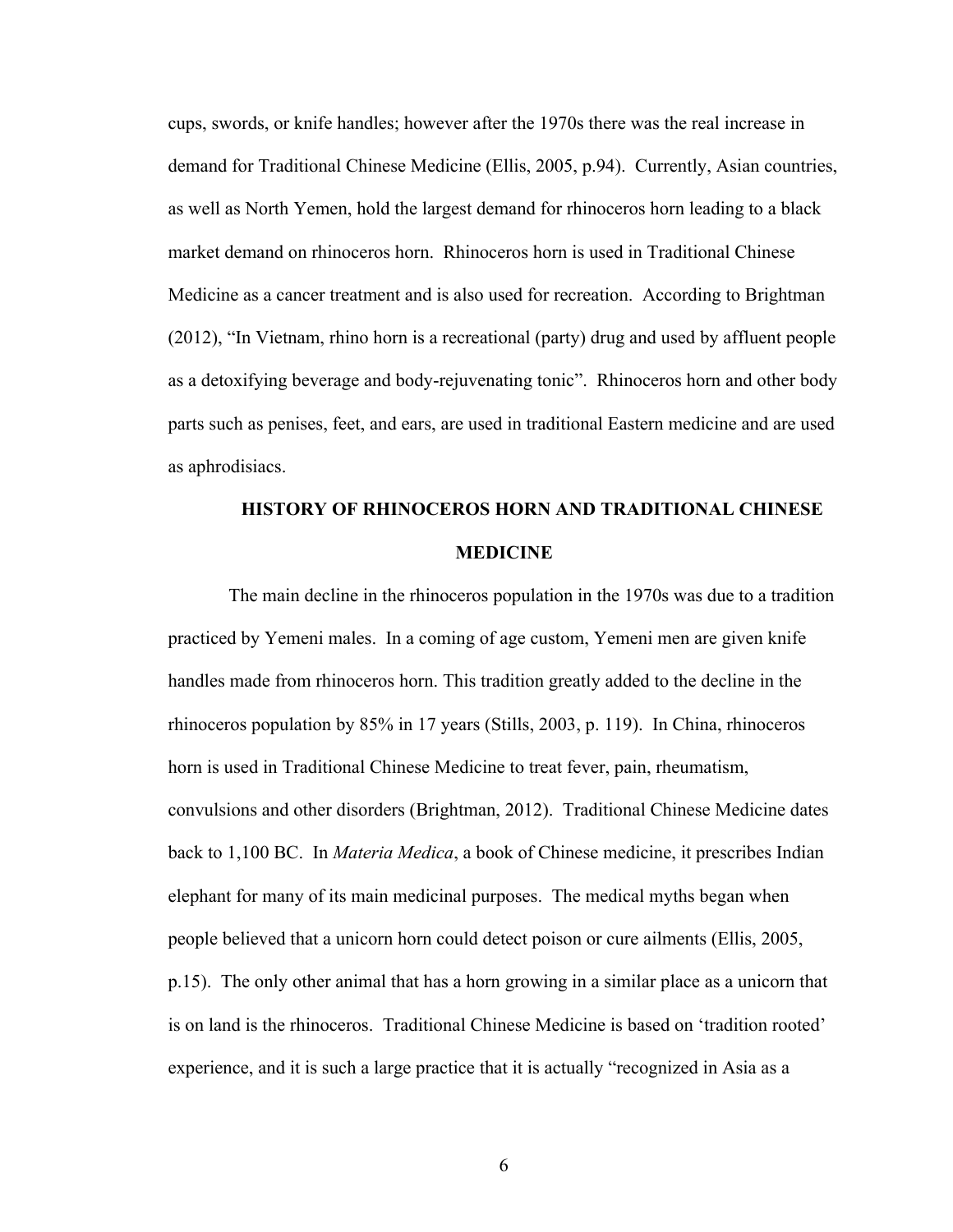cups, swords, or knife handles; however after the 1970s there was the real increase in demand for Traditional Chinese Medicine (Ellis, 2005, p.94). Currently, Asian countries, as well as North Yemen, hold the largest demand for rhinoceros horn leading to a black market demand on rhinoceros horn. Rhinoceros horn is used in Traditional Chinese Medicine as a cancer treatment and is also used for recreation. According to Brightman (2012), "In Vietnam, rhino horn is a recreational (party) drug and used by affluent people as a detoxifying beverage and body-rejuvenating tonic". Rhinoceros horn and other body parts such as penises, feet, and ears, are used in traditional Eastern medicine and are used as aphrodisiacs.

## HISTORY OF RHINOCEROS HORN AND TRADITIONAL CHINESE MEDICINE

The main decline in the rhinoceros population in the 1970s was due to a tradition practiced by Yemeni males. In a coming of age custom, Yemeni men are given knife handles made from rhinoceros horn. This tradition greatly added to the decline in the rhinoceros population by 85% in 17 years (Stills, 2003, p. 119). In China, rhinoceros horn is used in Traditional Chinese Medicine to treat fever, pain, rheumatism, convulsions and other disorders (Brightman, 2012). Traditional Chinese Medicine dates back to 1,100 BC. In *Materia Medica*, a book of Chinese medicine, it prescribes Indian elephant for many of its main medicinal purposes. The medical myths began when people believed that a unicorn horn could detect poison or cure ailments (Ellis, 2005, p.15). The only other animal that has a horn growing in a similar place as a unicorn that is on land is the rhinoceros. Traditional Chinese Medicine is based on 'tradition rooted' experience, and it is such a large practice that it is actually "recognized in Asia as a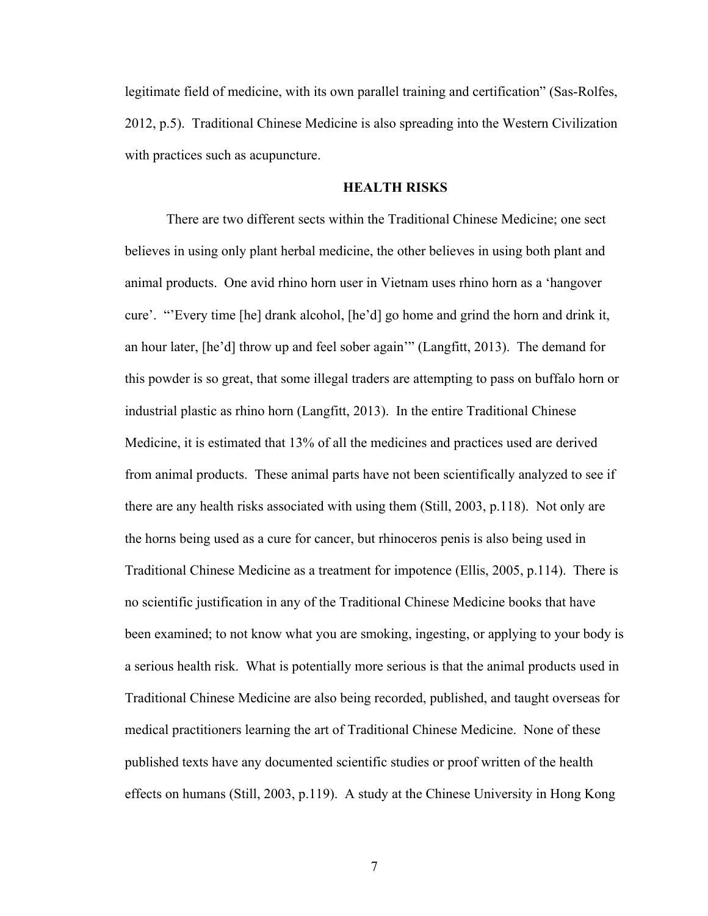legitimate field of medicine, with its own parallel training and certification" (Sas-Rolfes, 2012, p.5). Traditional Chinese Medicine is also spreading into the Western Civilization with practices such as acupuncture.

## HEALTH RISKS

There are two different sects within the Traditional Chinese Medicine; one sect believes in using only plant herbal medicine, the other believes in using both plant and animal products. One avid rhino horn user in Vietnam uses rhino horn as a 'hangover cure'. "'Every time [he] drank alcohol, [he'd] go home and grind the horn and drink it, an hour later, [he'd] throw up and feel sober again'" (Langfitt, 2013). The demand for this powder is so great, that some illegal traders are attempting to pass on buffalo horn or industrial plastic as rhino horn (Langfitt, 2013). In the entire Traditional Chinese Medicine, it is estimated that 13% of all the medicines and practices used are derived from animal products. These animal parts have not been scientifically analyzed to see if there are any health risks associated with using them (Still, 2003, p.118). Not only are the horns being used as a cure for cancer, but rhinoceros penis is also being used in Traditional Chinese Medicine as a treatment for impotence (Ellis, 2005, p.114). There is no scientific justification in any of the Traditional Chinese Medicine books that have been examined; to not know what you are smoking, ingesting, or applying to your body is a serious health risk. What is potentially more serious is that the animal products used in Traditional Chinese Medicine are also being recorded, published, and taught overseas for medical practitioners learning the art of Traditional Chinese Medicine. None of these published texts have any documented scientific studies or proof written of the health effects on humans (Still, 2003, p.119). A study at the Chinese University in Hong Kong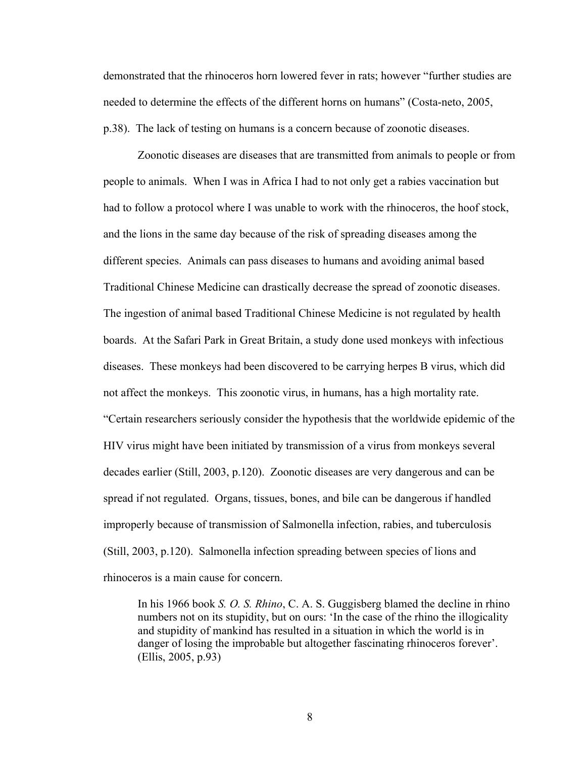demonstrated that the rhinoceros horn lowered fever in rats; however "further studies are needed to determine the effects of the different horns on humans" (Costa-neto, 2005, p.38). The lack of testing on humans is a concern because of zoonotic diseases.

Zoonotic diseases are diseases that are transmitted from animals to people or from people to animals. When I was in Africa I had to not only get a rabies vaccination but had to follow a protocol where I was unable to work with the rhinoceros, the hoof stock, and the lions in the same day because of the risk of spreading diseases among the different species. Animals can pass diseases to humans and avoiding animal based Traditional Chinese Medicine can drastically decrease the spread of zoonotic diseases. The ingestion of animal based Traditional Chinese Medicine is not regulated by health boards. At the Safari Park in Great Britain, a study done used monkeys with infectious diseases. These monkeys had been discovered to be carrying herpes B virus, which did not affect the monkeys. This zoonotic virus, in humans, has a high mortality rate. "Certain researchers seriously consider the hypothesis that the worldwide epidemic of the HIV virus might have been initiated by transmission of a virus from monkeys several decades earlier (Still, 2003, p.120). Zoonotic diseases are very dangerous and can be spread if not regulated. Organs, tissues, bones, and bile can be dangerous if handled improperly because of transmission of Salmonella infection, rabies, and tuberculosis (Still, 2003, p.120). Salmonella infection spreading between species of lions and rhinoceros is a main cause for concern.

> In his 1966 book *S. O. S. Rhino*, C. A. S. Guggisberg blamed the decline in rhino numbers not on its stupidity, but on ours: 'In the case of the rhino the illogicality and stupidity of mankind has resulted in a situation in which the world is in danger of losing the improbable but altogether fascinating rhinoceros forever'. (Ellis, 2005, p.93)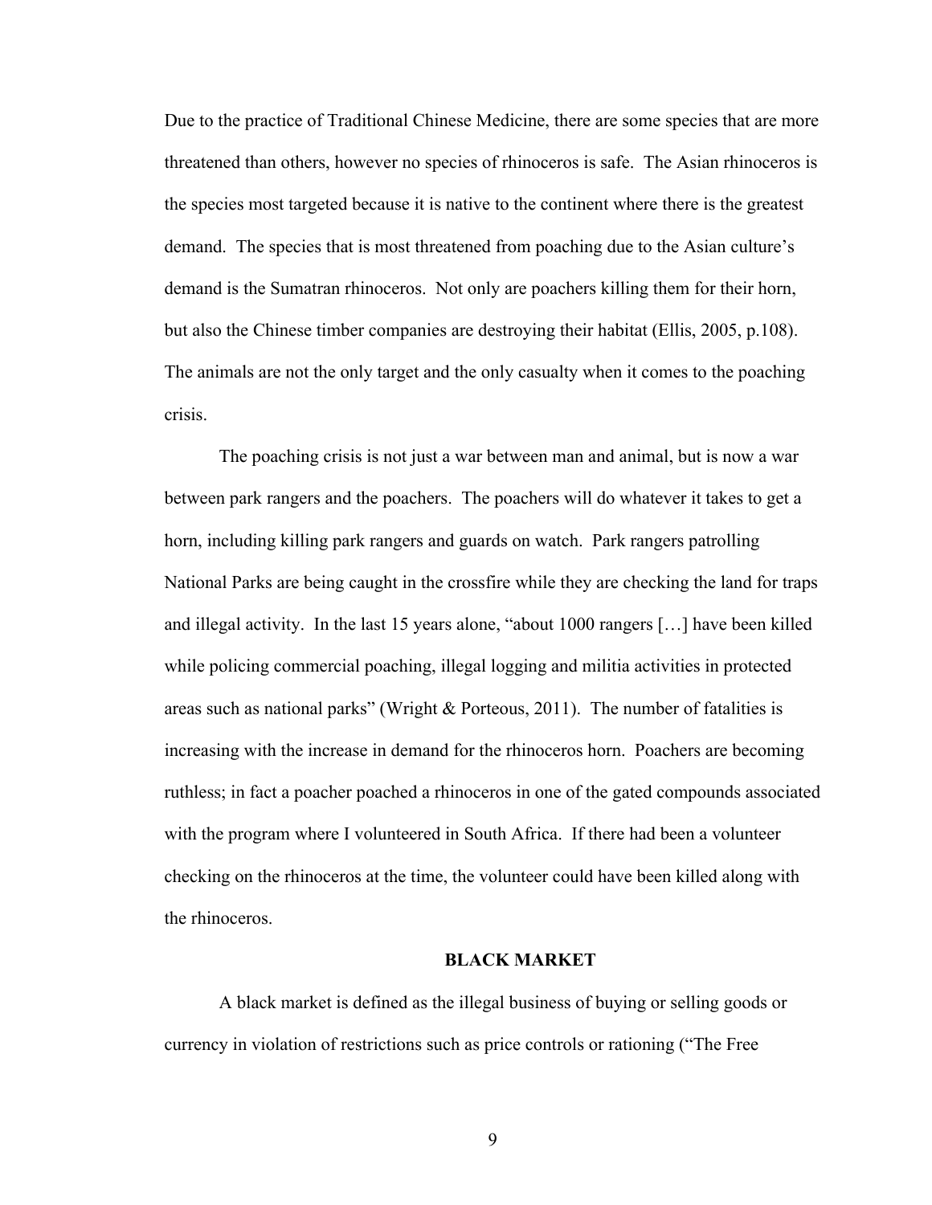Due to the practice of Traditional Chinese Medicine, there are some species that are more threatened than others, however no species of rhinoceros is safe. The Asian rhinoceros is the species most targeted because it is native to the continent where there is the greatest demand. The species that is most threatened from poaching due to the Asian culture's demand is the Sumatran rhinoceros. Not only are poachers killing them for their horn, but also the Chinese timber companies are destroying their habitat (Ellis, 2005, p.108). The animals are not the only target and the only casualty when it comes to the poaching crisis.

The poaching crisis is not just a war between man and animal, but is now a war between park rangers and the poachers. The poachers will do whatever it takes to get a horn, including killing park rangers and guards on watch. Park rangers patrolling National Parks are being caught in the crossfire while they are checking the land for traps and illegal activity. In the last 15 years alone, "about 1000 rangers […] have been killed while policing commercial poaching, illegal logging and militia activities in protected areas such as national parks" (Wright & Porteous, 2011). The number of fatalities is increasing with the increase in demand for the rhinoceros horn. Poachers are becoming ruthless; in fact a poacher poached a rhinoceros in one of the gated compounds associated with the program where I volunteered in South Africa. If there had been a volunteer checking on the rhinoceros at the time, the volunteer could have been killed along with the rhinoceros.

## BLACK MARKET

A black market is defined as the illegal business of buying or selling goods or currency in violation of restrictions such as price controls or rationing ("The Free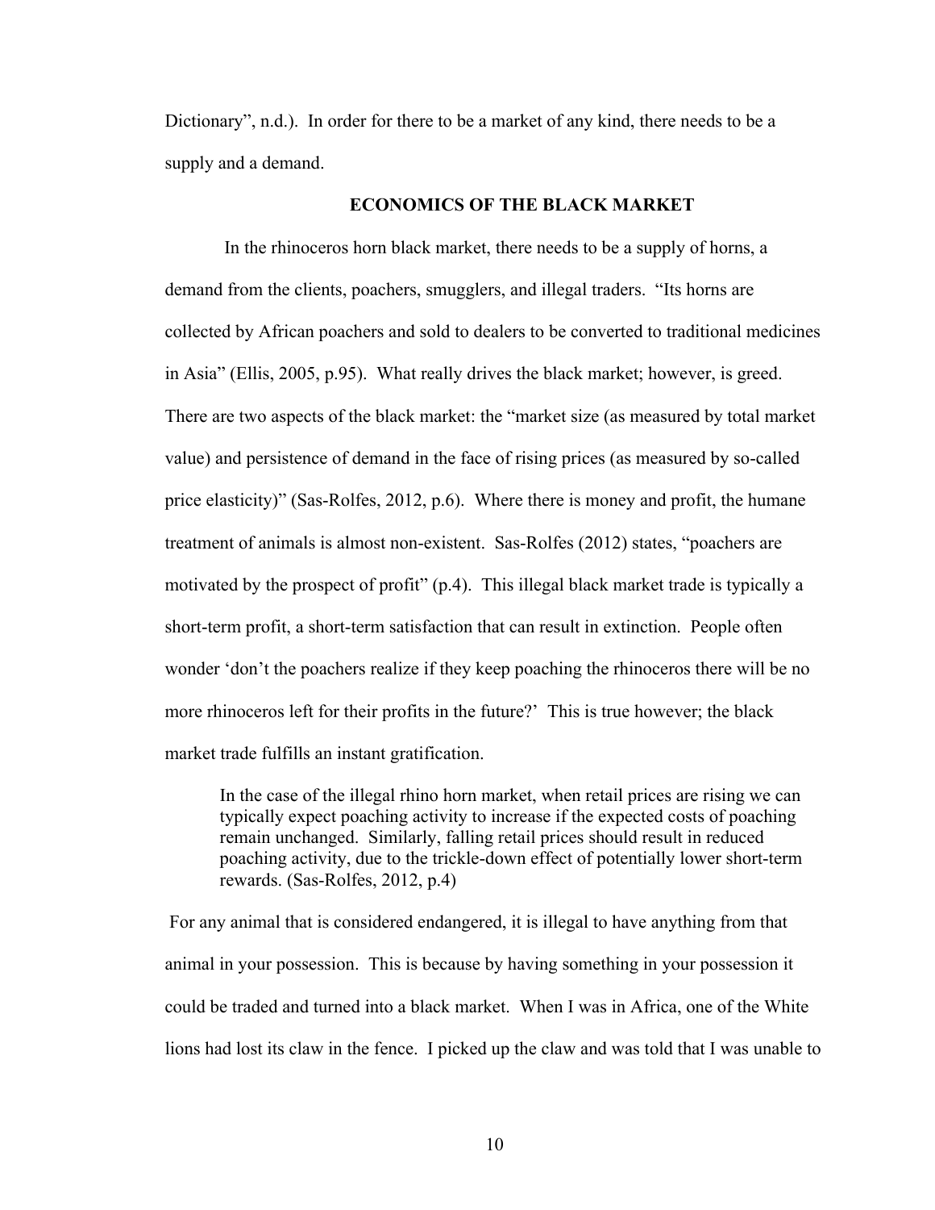Dictionary", n.d.). In order for there to be a market of any kind, there needs to be a supply and a demand.

## ECONOMICS OF THE BLACK MARKET

In the rhinoceros horn black market, there needs to be a supply of horns, a demand from the clients, poachers, smugglers, and illegal traders. "Its horns are collected by African poachers and sold to dealers to be converted to traditional medicines in Asia" (Ellis, 2005, p.95). What really drives the black market; however, is greed. There are two aspects of the black market: the "market size (as measured by total market value) and persistence of demand in the face of rising prices (as measured by so-called price elasticity)" (Sas-Rolfes, 2012, p.6). Where there is money and profit, the humane treatment of animals is almost non-existent. Sas-Rolfes (2012) states, "poachers are motivated by the prospect of profit" (p.4). This illegal black market trade is typically a short-term profit, a short-term satisfaction that can result in extinction. People often wonder 'don't the poachers realize if they keep poaching the rhinoceros there will be no more rhinoceros left for their profits in the future?' This is true however; the black market trade fulfills an instant gratification.

> In the case of the illegal rhino horn market, when retail prices are rising we can typically expect poaching activity to increase if the expected costs of poaching remain unchanged. Similarly, falling retail prices should result in reduced poaching activity, due to the trickle-down effect of potentially lower short-term rewards. (Sas-Rolfes, 2012, p.4)

For any animal that is considered endangered, it is illegal to have anything from that animal in your possession. This is because by having something in your possession it could be traded and turned into a black market. When I was in Africa, one of the White lions had lost its claw in the fence. I picked up the claw and was told that I was unable to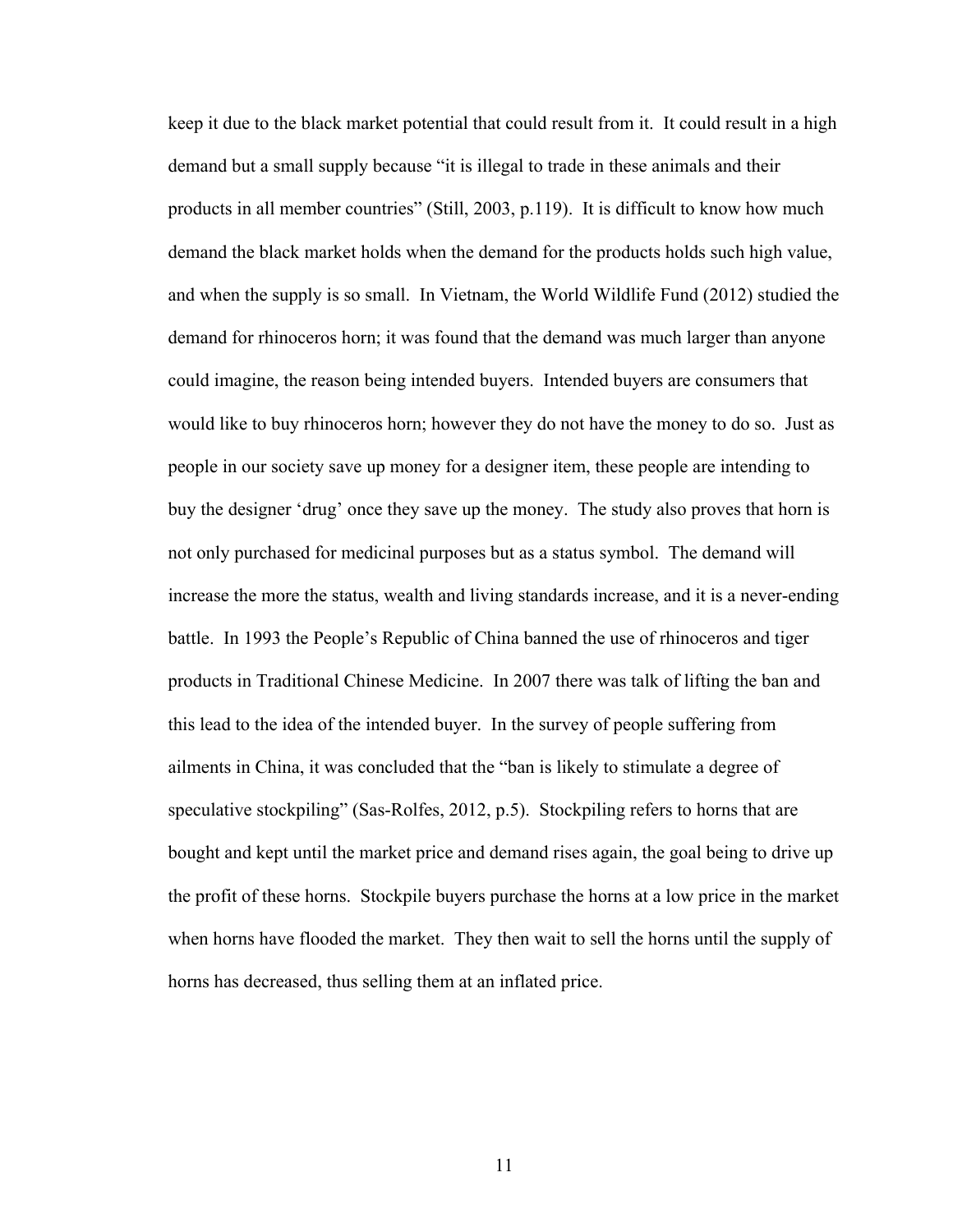keep it due to the black market potential that could result from it. It could result in a high demand but a small supply because "it is illegal to trade in these animals and their products in all member countries" (Still, 2003, p.119). It is difficult to know how much demand the black market holds when the demand for the products holds such high value, and when the supply is so small. In Vietnam, the World Wildlife Fund (2012) studied the demand for rhinoceros horn; it was found that the demand was much larger than anyone could imagine, the reason being intended buyers. Intended buyers are consumers that would like to buy rhinoceros horn; however they do not have the money to do so. Just as people in our society save up money for a designer item, these people are intending to buy the designer 'drug' once they save up the money. The study also proves that horn is not only purchased for medicinal purposes but as a status symbol. The demand will increase the more the status, wealth and living standards increase, and it is a never-ending battle. In 1993 the People's Republic of China banned the use of rhinoceros and tiger products in Traditional Chinese Medicine. In 2007 there was talk of lifting the ban and this lead to the idea of the intended buyer. In the survey of people suffering from ailments in China, it was concluded that the "ban is likely to stimulate a degree of speculative stockpiling" (Sas-Rolfes, 2012, p.5). Stockpiling refers to horns that are bought and kept until the market price and demand rises again, the goal being to drive up the profit of these horns. Stockpile buyers purchase the horns at a low price in the market when horns have flooded the market. They then wait to sell the horns until the supply of horns has decreased, thus selling them at an inflated price.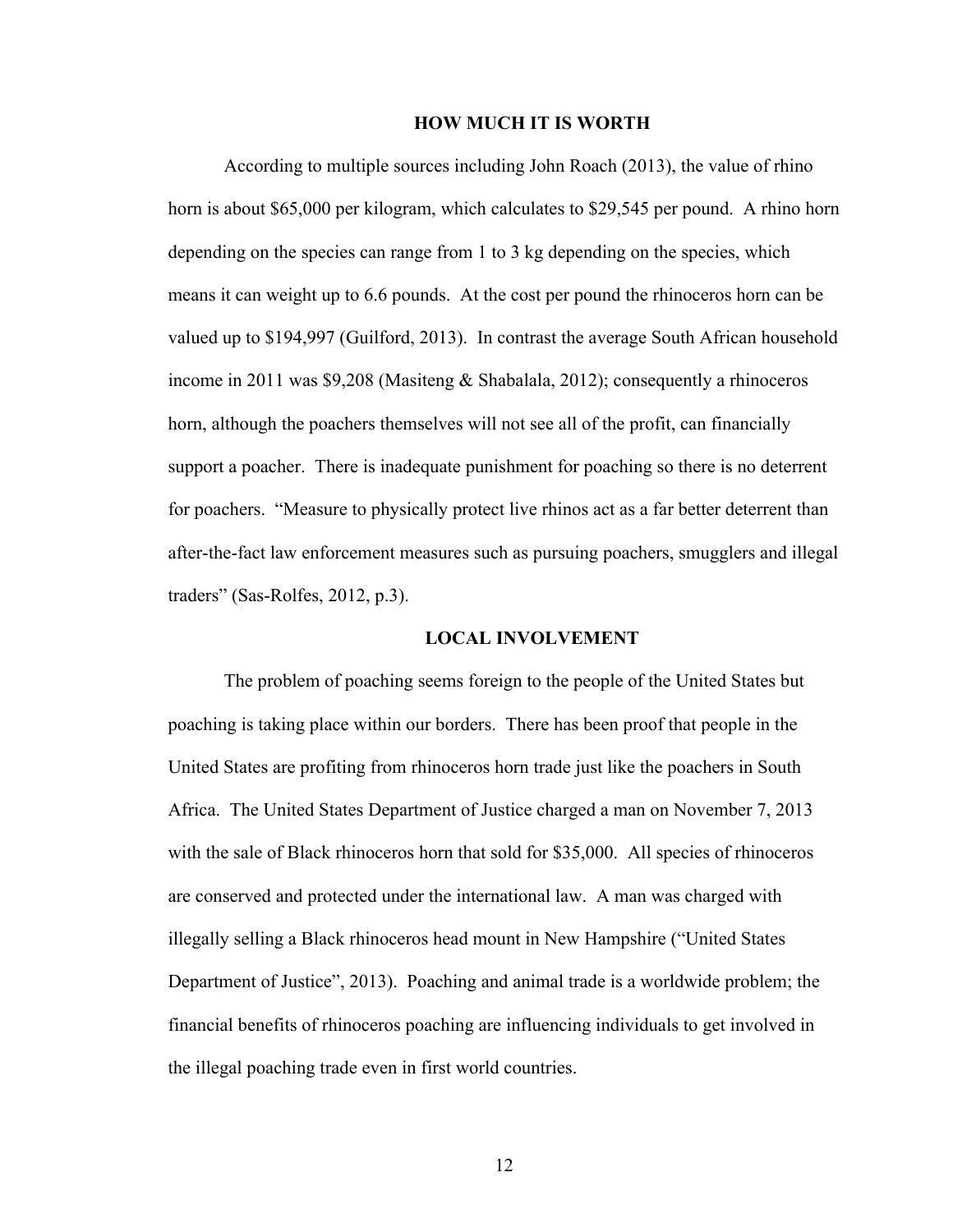## HOW MUCH IT IS WORTH

According to multiple sources including John Roach (2013), the value of rhino horn is about $65,000 per kilogram, which calculates to $29,545 per pound. A rhino horn depending on the species can range from 1 to 3 kg depending on the species, which means it can weight up to 6.6 pounds. At the cost per pound the rhinoceros horn can be valued up to $194,997 (Guilford, 2013). In contrast the average South African household income in 2011 was $9,208 (Masiteng & Shabalala, 2012); consequently a rhinoceros horn, although the poachers themselves will not see all of the profit, can financially support a poacher. There is inadequate punishment for poaching so there is no deterrent for poachers. "Measure to physically protect live rhinos act as a far better deterrent than after-the-fact law enforcement measures such as pursuing poachers, smugglers and illegal traders" (Sas-Rolfes, 2012, p.3).

## LOCAL INVOLVEMENT

The problem of poaching seems foreign to the people of the United States but poaching is taking place within our borders. There has been proof that people in the United States are profiting from rhinoceros horn trade just like the poachers in South Africa. The United States Department of Justice charged a man on November 7, 2013 with the sale of Black rhinoceros horn that sold for $35,000. All species of rhinoceros are conserved and protected under the international law. A man was charged with illegally selling a Black rhinoceros head mount in New Hampshire ("United States Department of Justice", 2013). Poaching and animal trade is a worldwide problem; the financial benefits of rhinoceros poaching are influencing individuals to get involved in the illegal poaching trade even in first world countries.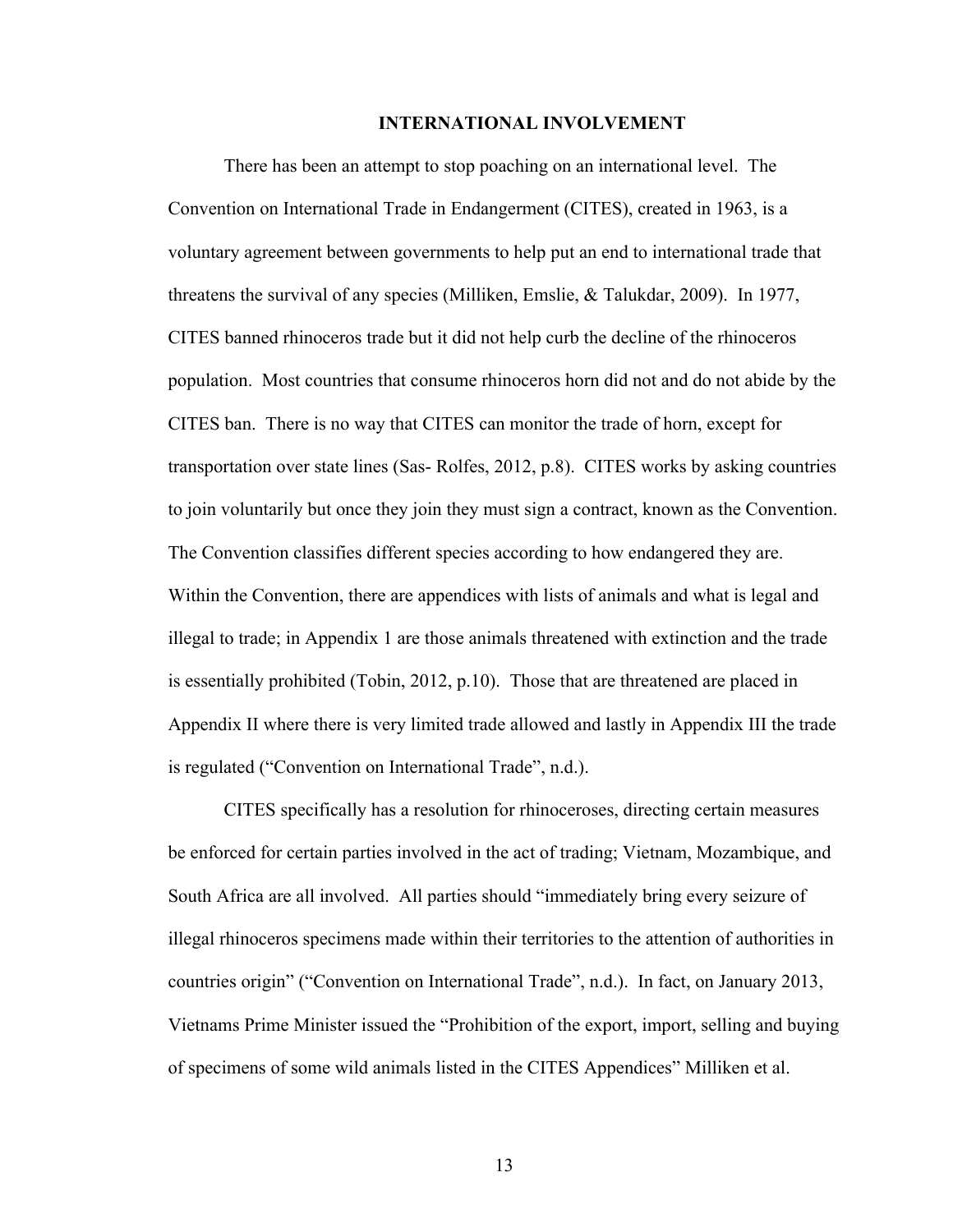## INTERNATIONAL INVOLVEMENT

There has been an attempt to stop poaching on an international level. The Convention on International Trade in Endangerment (CITES), created in 1963, is a voluntary agreement between governments to help put an end to international trade that threatens the survival of any species (Milliken, Emslie, & Talukdar, 2009). In 1977, CITES banned rhinoceros trade but it did not help curb the decline of the rhinoceros population. Most countries that consume rhinoceros horn did not and do not abide by the CITES ban. There is no way that CITES can monitor the trade of horn, except for transportation over state lines (Sas- Rolfes, 2012, p.8). CITES works by asking countries to join voluntarily but once they join they must sign a contract, known as the Convention. The Convention classifies different species according to how endangered they are. Within the Convention, there are appendices with lists of animals and what is legal and illegal to trade; in Appendix 1 are those animals threatened with extinction and the trade is essentially prohibited (Tobin, 2012, p.10). Those that are threatened are placed in Appendix II where there is very limited trade allowed and lastly in Appendix III the trade is regulated ("Convention on International Trade", n.d.).

CITES specifically has a resolution for rhinoceroses, directing certain measures be enforced for certain parties involved in the act of trading; Vietnam, Mozambique, and South Africa are all involved. All parties should "immediately bring every seizure of illegal rhinoceros specimens made within their territories to the attention of authorities in countries origin" ("Convention on International Trade", n.d.). In fact, on January 2013, Vietnams Prime Minister issued the "Prohibition of the export, import, selling and buying of specimens of some wild animals listed in the CITES Appendices" Milliken et al.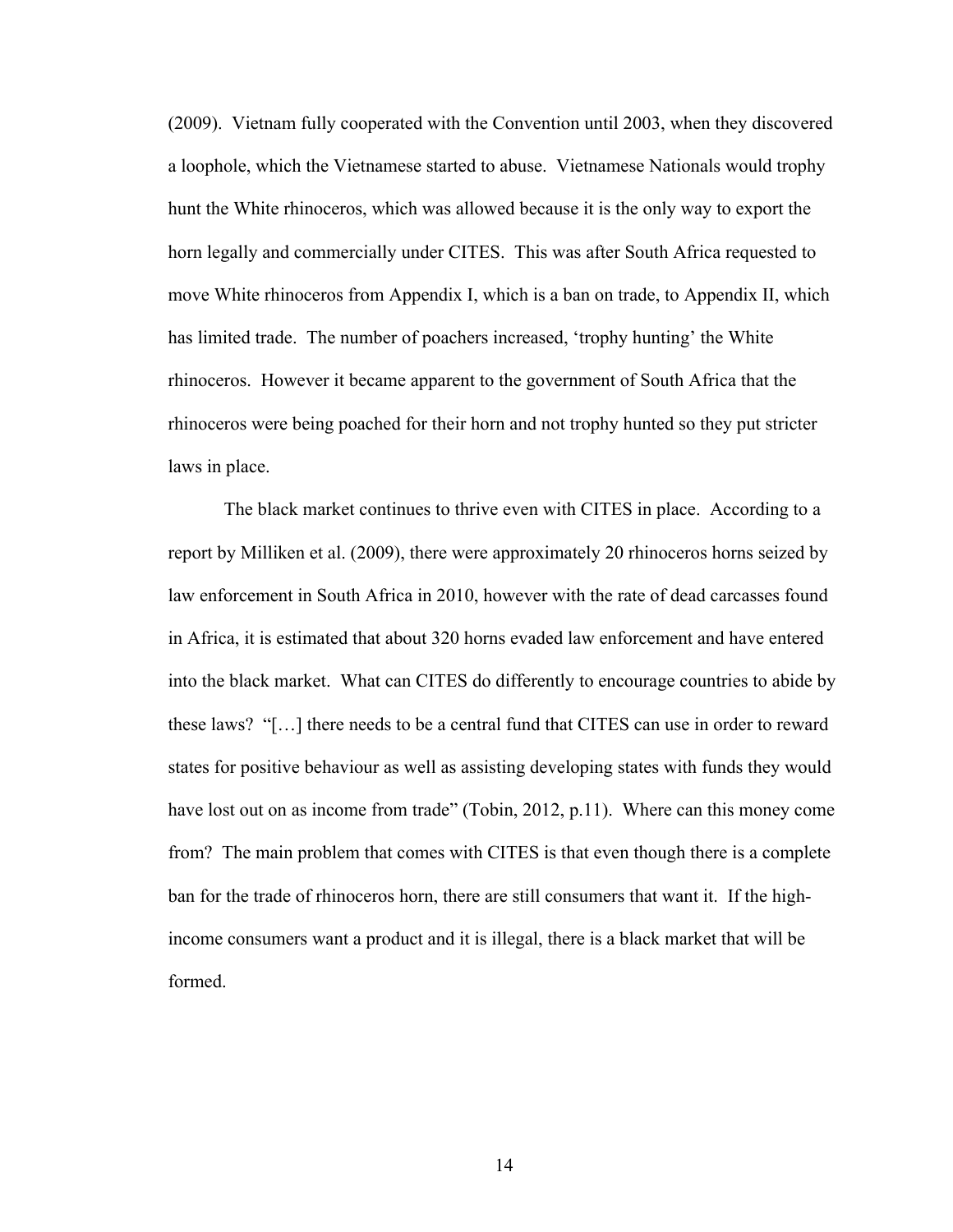(2009). Vietnam fully cooperated with the Convention until 2003, when they discovered a loophole, which the Vietnamese started to abuse. Vietnamese Nationals would trophy hunt the White rhinoceros, which was allowed because it is the only way to export the horn legally and commercially under CITES. This was after South Africa requested to move White rhinoceros from Appendix I, which is a ban on trade, to Appendix II, which has limited trade. The number of poachers increased, 'trophy hunting' the White rhinoceros. However it became apparent to the government of South Africa that the rhinoceros were being poached for their horn and not trophy hunted so they put stricter laws in place.

The black market continues to thrive even with CITES in place. According to a report by Milliken et al. (2009), there were approximately 20 rhinoceros horns seized by law enforcement in South Africa in 2010, however with the rate of dead carcasses found in Africa, it is estimated that about 320 horns evaded law enforcement and have entered into the black market. What can CITES do differently to encourage countries to abide by these laws? "[…] there needs to be a central fund that CITES can use in order to reward states for positive behaviour as well as assisting developing states with funds they would have lost out on as income from trade" (Tobin, 2012, p.11). Where can this money come from? The main problem that comes with CITES is that even though there is a complete ban for the trade of rhinoceros horn, there are still consumers that want it. If the high-income consumers want a product and it is illegal, there is a black market that will be formed.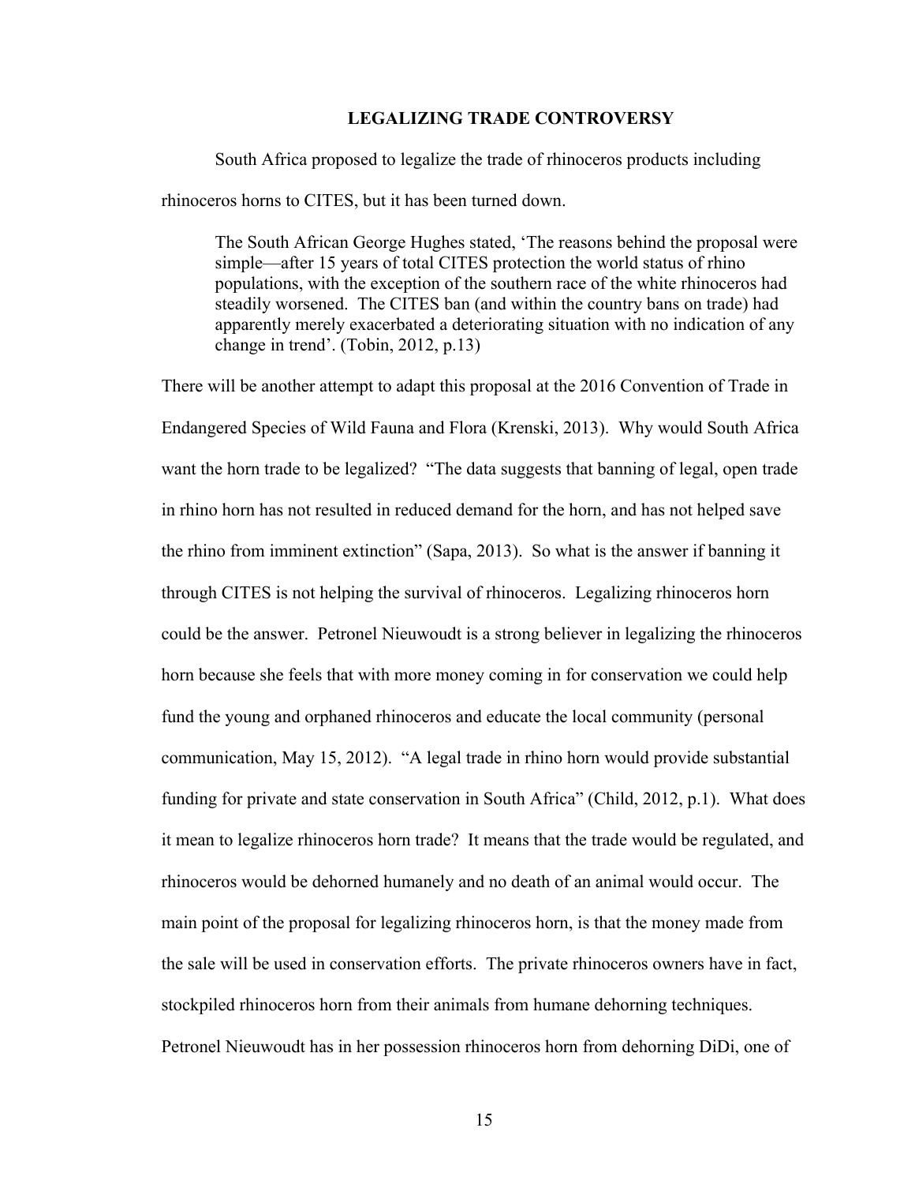## LEGALIZING TRADE CONTROVERSY

South Africa proposed to legalize the trade of rhinoceros products including rhinoceros horns to CITES, but it has been turned down.

> The South African George Hughes stated, 'The reasons behind the proposal were simple—after 15 years of total CITES protection the world status of rhino populations, with the exception of the southern race of the white rhinoceros had steadily worsened. The CITES ban (and within the country bans on trade) had apparently merely exacerbated a deteriorating situation with no indication of any change in trend'. (Tobin, 2012, p.13)

There will be another attempt to adapt this proposal at the 2016 Convention of Trade in Endangered Species of Wild Fauna and Flora (Krenski, 2013). Why would South Africa want the horn trade to be legalized? "The data suggests that banning of legal, open trade in rhino horn has not resulted in reduced demand for the horn, and has not helped save the rhino from imminent extinction" (Sapa, 2013). So what is the answer if banning it through CITES is not helping the survival of rhinoceros. Legalizing rhinoceros horn could be the answer. Petronel Nieuwoudt is a strong believer in legalizing the rhinoceros horn because she feels that with more money coming in for conservation we could help fund the young and orphaned rhinoceros and educate the local community (personal communication, May 15, 2012). "A legal trade in rhino horn would provide substantial funding for private and state conservation in South Africa" (Child, 2012, p.1). What does it mean to legalize rhinoceros horn trade? It means that the trade would be regulated, and rhinoceros would be dehorned humanely and no death of an animal would occur. The main point of the proposal for legalizing rhinoceros horn, is that the money made from the sale will be used in conservation efforts. The private rhinoceros owners have in fact, stockpiled rhinoceros horn from their animals from humane dehorning techniques. Petronel Nieuwoudt has in her possession rhinoceros horn from dehorning DiDi, one of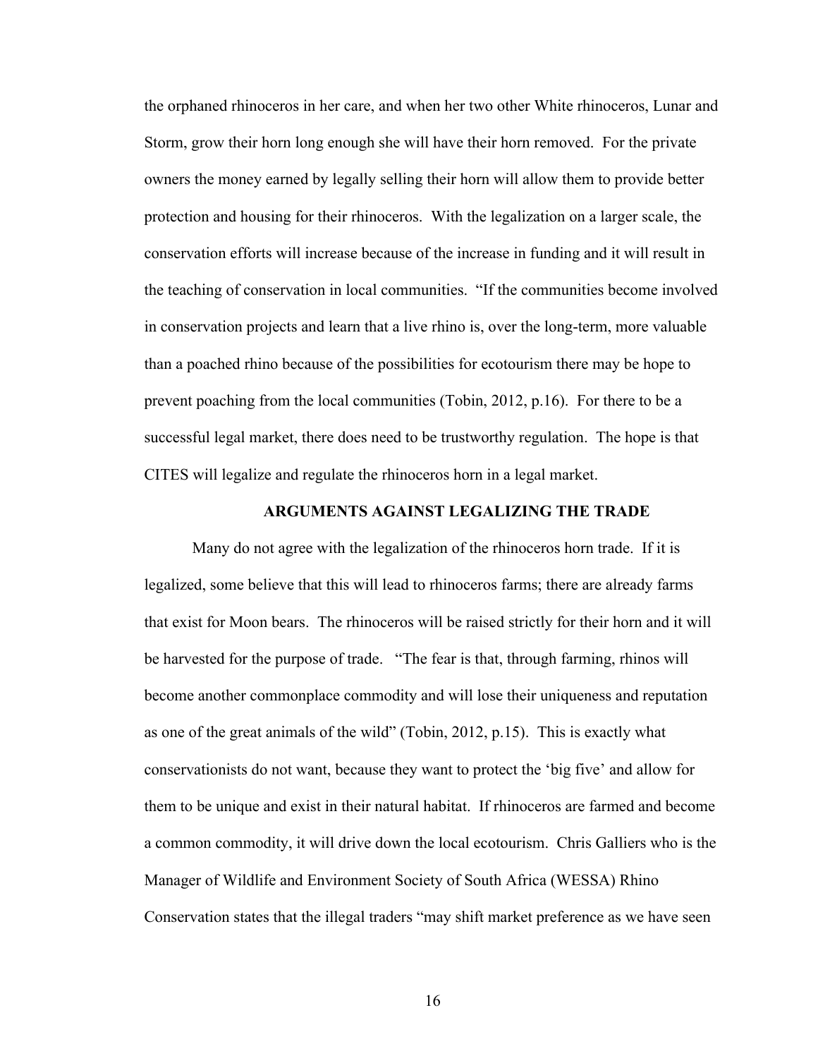the orphaned rhinoceros in her care, and when her two other White rhinoceros, Lunar and Storm, grow their horn long enough she will have their horn removed. For the private owners the money earned by legally selling their horn will allow them to provide better protection and housing for their rhinoceros. With the legalization on a larger scale, the conservation efforts will increase because of the increase in funding and it will result in the teaching of conservation in local communities. "If the communities become involved in conservation projects and learn that a live rhino is, over the long-term, more valuable than a poached rhino because of the possibilities for ecotourism there may be hope to prevent poaching from the local communities (Tobin, 2012, p.16). For there to be a successful legal market, there does need to be trustworthy regulation. The hope is that CITES will legalize and regulate the rhinoceros horn in a legal market.

## ARGUMENTS AGAINST LEGALIZING THE TRADE

Many do not agree with the legalization of the rhinoceros horn trade. If it is legalized, some believe that this will lead to rhinoceros farms; there are already farms that exist for Moon bears. The rhinoceros will be raised strictly for their horn and it will be harvested for the purpose of trade. "The fear is that, through farming, rhinos will become another commonplace commodity and will lose their uniqueness and reputation as one of the great animals of the wild" (Tobin, 2012, p.15). This is exactly what conservationists do not want, because they want to protect the 'big five' and allow for them to be unique and exist in their natural habitat. If rhinoceros are farmed and become a common commodity, it will drive down the local ecotourism. Chris Galliers who is the Manager of Wildlife and Environment Society of South Africa (WESSA) Rhino Conservation states that the illegal traders "may shift market preference as we have seen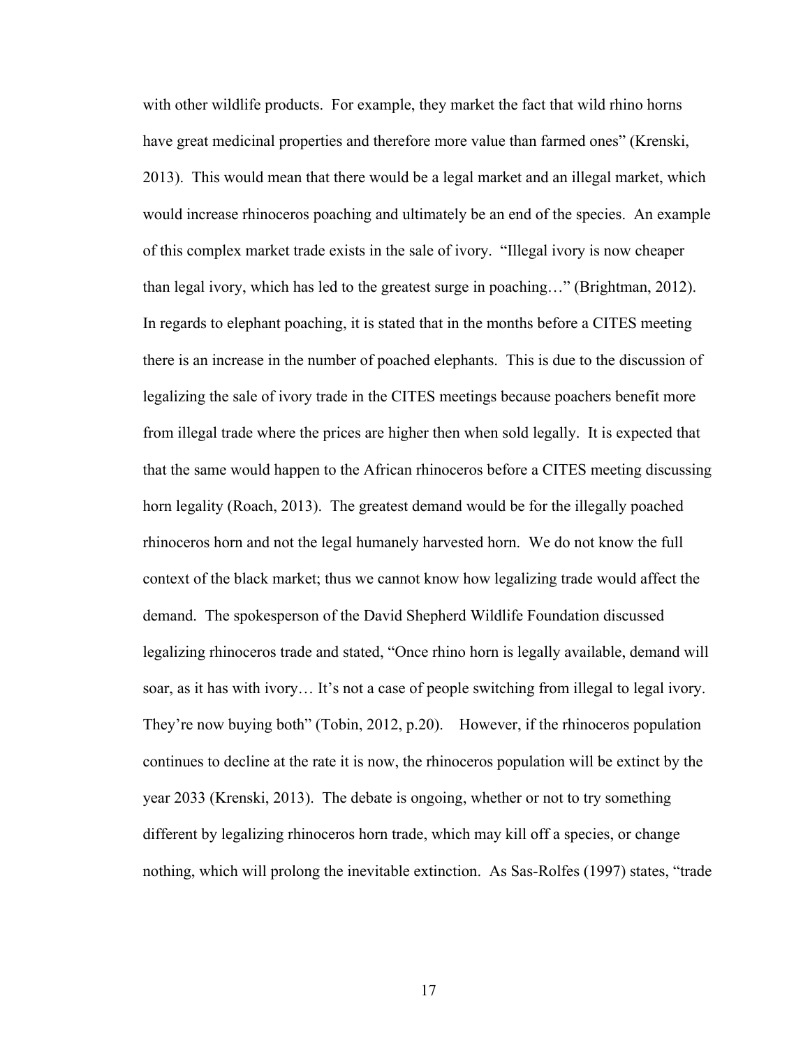with other wildlife products. For example, they market the fact that wild rhino horns have great medicinal properties and therefore more value than farmed ones" (Krenski, 2013). This would mean that there would be a legal market and an illegal market, which would increase rhinoceros poaching and ultimately be an end of the species. An example of this complex market trade exists in the sale of ivory. "Illegal ivory is now cheaper than legal ivory, which has led to the greatest surge in poaching…" (Brightman, 2012). In regards to elephant poaching, it is stated that in the months before a CITES meeting there is an increase in the number of poached elephants. This is due to the discussion of legalizing the sale of ivory trade in the CITES meetings because poachers benefit more from illegal trade where the prices are higher then when sold legally. It is expected that that the same would happen to the African rhinoceros before a CITES meeting discussing horn legality (Roach, 2013). The greatest demand would be for the illegally poached rhinoceros horn and not the legal humanely harvested horn. We do not know the full context of the black market; thus we cannot know how legalizing trade would affect the demand. The spokesperson of the David Shepherd Wildlife Foundation discussed legalizing rhinoceros trade and stated, "Once rhino horn is legally available, demand will soar, as it has with ivory… It's not a case of people switching from illegal to legal ivory. They're now buying both" (Tobin, 2012, p.20). However, if the rhinoceros population continues to decline at the rate it is now, the rhinoceros population will be extinct by the year 2033 (Krenski, 2013). The debate is ongoing, whether or not to try something different by legalizing rhinoceros horn trade, which may kill off a species, or change nothing, which will prolong the inevitable extinction. As Sas-Rolfes (1997) states, "trade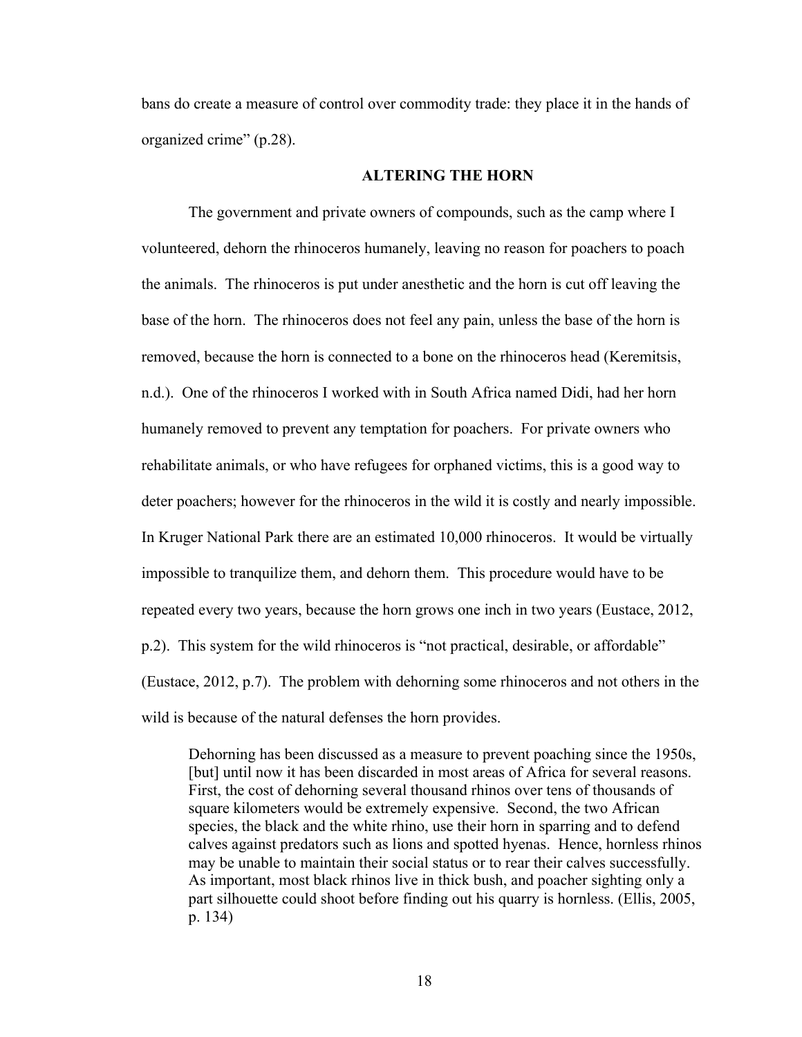bans do create a measure of control over commodity trade: they place it in the hands of organized crime" (p.28).

## ALTERING THE HORN

The government and private owners of compounds, such as the camp where I volunteered, dehorn the rhinoceros humanely, leaving no reason for poachers to poach the animals. The rhinoceros is put under anesthetic and the horn is cut off leaving the base of the horn. The rhinoceros does not feel any pain, unless the base of the horn is removed, because the horn is connected to a bone on the rhinoceros head (Keremitsis, n.d.). One of the rhinoceros I worked with in South Africa named Didi, had her horn humanely removed to prevent any temptation for poachers. For private owners who rehabilitate animals, or who have refugees for orphaned victims, this is a good way to deter poachers; however for the rhinoceros in the wild it is costly and nearly impossible. In Kruger National Park there are an estimated 10,000 rhinoceros. It would be virtually impossible to tranquilize them, and dehorn them. This procedure would have to be repeated every two years, because the horn grows one inch in two years (Eustace, 2012, p.2). This system for the wild rhinoceros is "not practical, desirable, or affordable" (Eustace, 2012, p.7). The problem with dehorning some rhinoceros and not others in the wild is because of the natural defenses the horn provides.

> Dehorning has been discussed as a measure to prevent poaching since the 1950s, [but] until now it has been discarded in most areas of Africa for several reasons. First, the cost of dehorning several thousand rhinos over tens of thousands of square kilometers would be extremely expensive. Second, the two African species, the black and the white rhino, use their horn in sparring and to defend calves against predators such as lions and spotted hyenas. Hence, hornless rhinos may be unable to maintain their social status or to rear their calves successfully. As important, most black rhinos live in thick bush, and poacher sighting only a part silhouette could shoot before finding out his quarry is hornless. (Ellis, 2005, p. 134)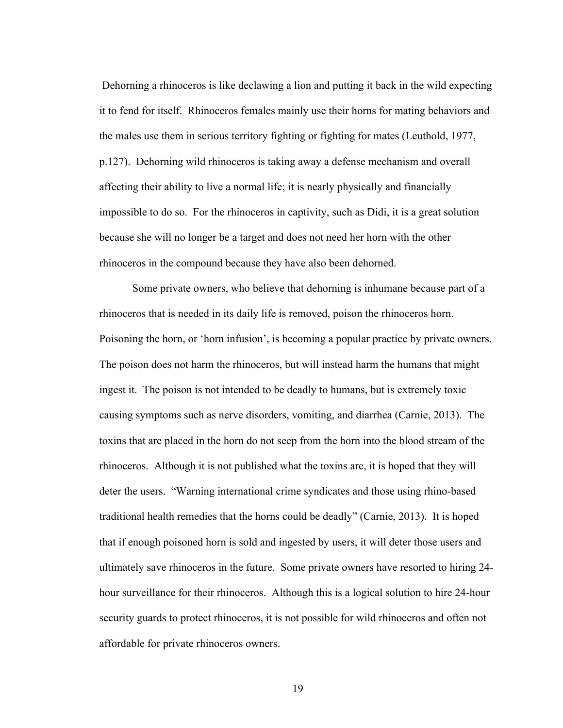Dehorning a rhinoceros is like declawing a lion and putting it back in the wild expecting it to fend for itself. Rhinoceros females mainly use their horns for mating behaviors and the males use them in serious territory fighting or fighting for mates (Leuthold, 1977, p.127). Dehorning wild rhinoceros is taking away a defense mechanism and overall affecting their ability to live a normal life; it is nearly physically and financially impossible to do so. For the rhinoceros in captivity, such as Didi, it is a great solution because she will no longer be a target and does not need her horn with the other rhinoceros in the compound because they have also been dehorned.

Some private owners, who believe that dehorning is inhumane because part of a rhinoceros that is needed in its daily life is removed, poison the rhinoceros horn. Poisoning the horn, or 'horn infusion', is becoming a popular practice by private owners. The poison does not harm the rhinoceros, but will instead harm the humans that might ingest it. The poison is not intended to be deadly to humans, but is extremely toxic causing symptoms such as nerve disorders, vomiting, and diarrhea (Carnie, 2013). The toxins that are placed in the horn do not seep from the horn into the blood stream of the rhinoceros. Although it is not published what the toxins are, it is hoped that they will deter the users. "Warning international crime syndicates and those using rhino-based traditional health remedies that the horns could be deadly" (Carnie, 2013). It is hoped that if enough poisoned horn is sold and ingested by users, it will deter those users and ultimately save rhinoceros in the future. Some private owners have resorted to hiring 24-hour surveillance for their rhinoceros. Although this is a logical solution to hire 24-hour security guards to protect rhinoceros, it is not possible for wild rhinoceros and often not affordable for private rhinoceros owners.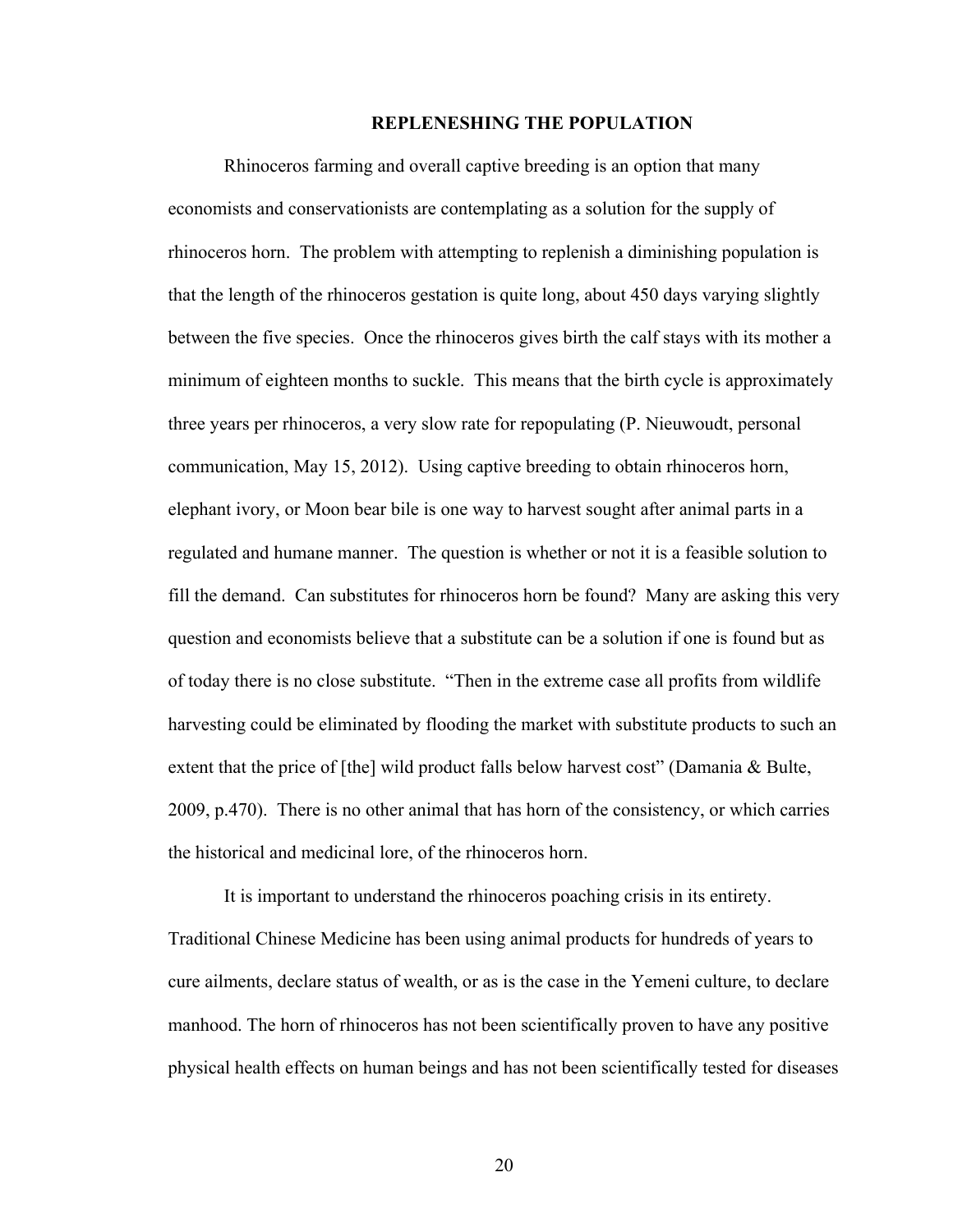## REPLENISHING THE POPULATION

Rhinoceros farming and overall captive breeding is an option that many economists and conservationists are contemplating as a solution for the supply of rhinoceros horn. The problem with attempting to replenish a diminishing population is that the length of the rhinoceros gestation is quite long, about 450 days varying slightly between the five species. Once the rhinoceros gives birth the calf stays with its mother a minimum of eighteen months to suckle. This means that the birth cycle is approximately three years per rhinoceros, a very slow rate for repopulating (P. Nieuwoudt, personal communication, May 15, 2012). Using captive breeding to obtain rhinoceros horn, elephant ivory, or Moon bear bile is one way to harvest sought after animal parts in a regulated and humane manner. The question is whether or not it is a feasible solution to fill the demand. Can substitutes for rhinoceros horn be found? Many are asking this very question and economists believe that a substitute can be a solution if one is found but as of today there is no close substitute. "Then in the extreme case all profits from wildlife harvesting could be eliminated by flooding the market with substitute products to such an extent that the price of [the] wild product falls below harvest cost" (Damania & Bulte, 2009, p.470). There is no other animal that has horn of the consistency, or which carries the historical and medicinal lore, of the rhinoceros horn.

It is important to understand the rhinoceros poaching crisis in its entirety. Traditional Chinese Medicine has been using animal products for hundreds of years to cure ailments, declare status of wealth, or as is the case in the Yemeni culture, to declare manhood. The horn of rhinoceros has not been scientifically proven to have any positive physical health effects on human beings and has not been scientifically tested for diseases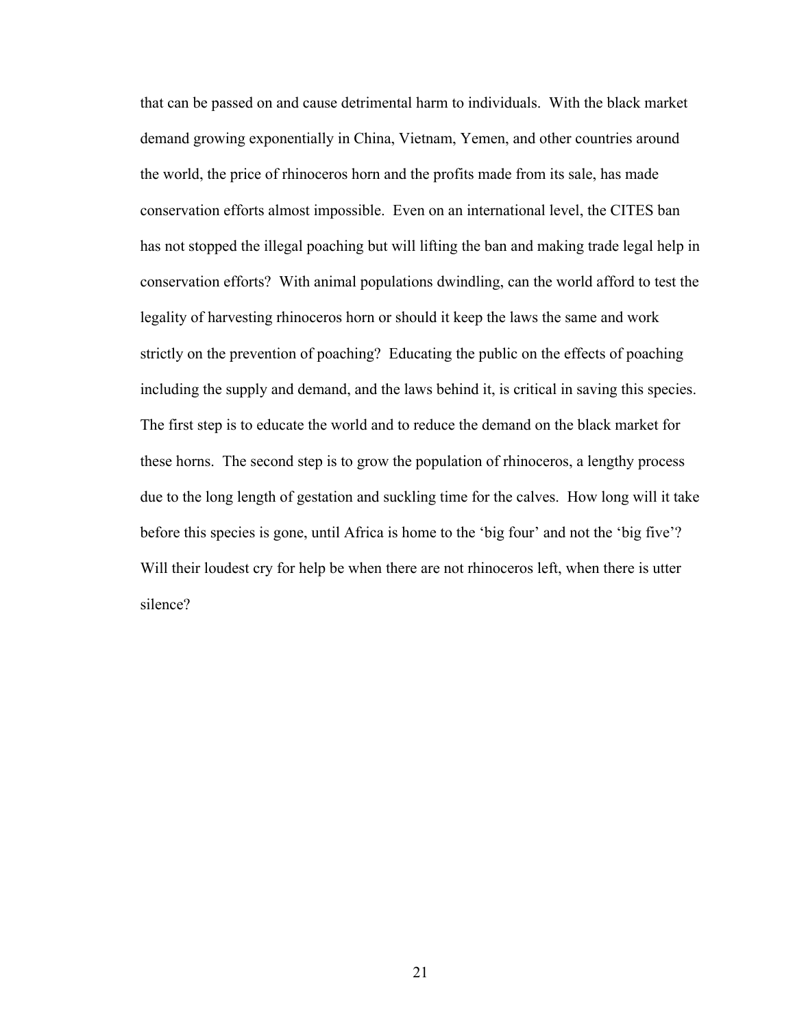that can be passed on and cause detrimental harm to individuals. With the black market demand growing exponentially in China, Vietnam, Yemen, and other countries around the world, the price of rhinoceros horn and the profits made from its sale, has made conservation efforts almost impossible. Even on an international level, the CITES ban has not stopped the illegal poaching but will lifting the ban and making trade legal help in conservation efforts? With animal populations dwindling, can the world afford to test the legality of harvesting rhinoceros horn or should it keep the laws the same and work strictly on the prevention of poaching? Educating the public on the effects of poaching including the supply and demand, and the laws behind it, is critical in saving this species. The first step is to educate the world and to reduce the demand on the black market for these horns. The second step is to grow the population of rhinoceros, a lengthy process due to the long length of gestation and suckling time for the calves. How long will it take before this species is gone, until Africa is home to the 'big four' and not the 'big five'? Will their loudest cry for help be when there are not rhinoceros left, when there is utter silence?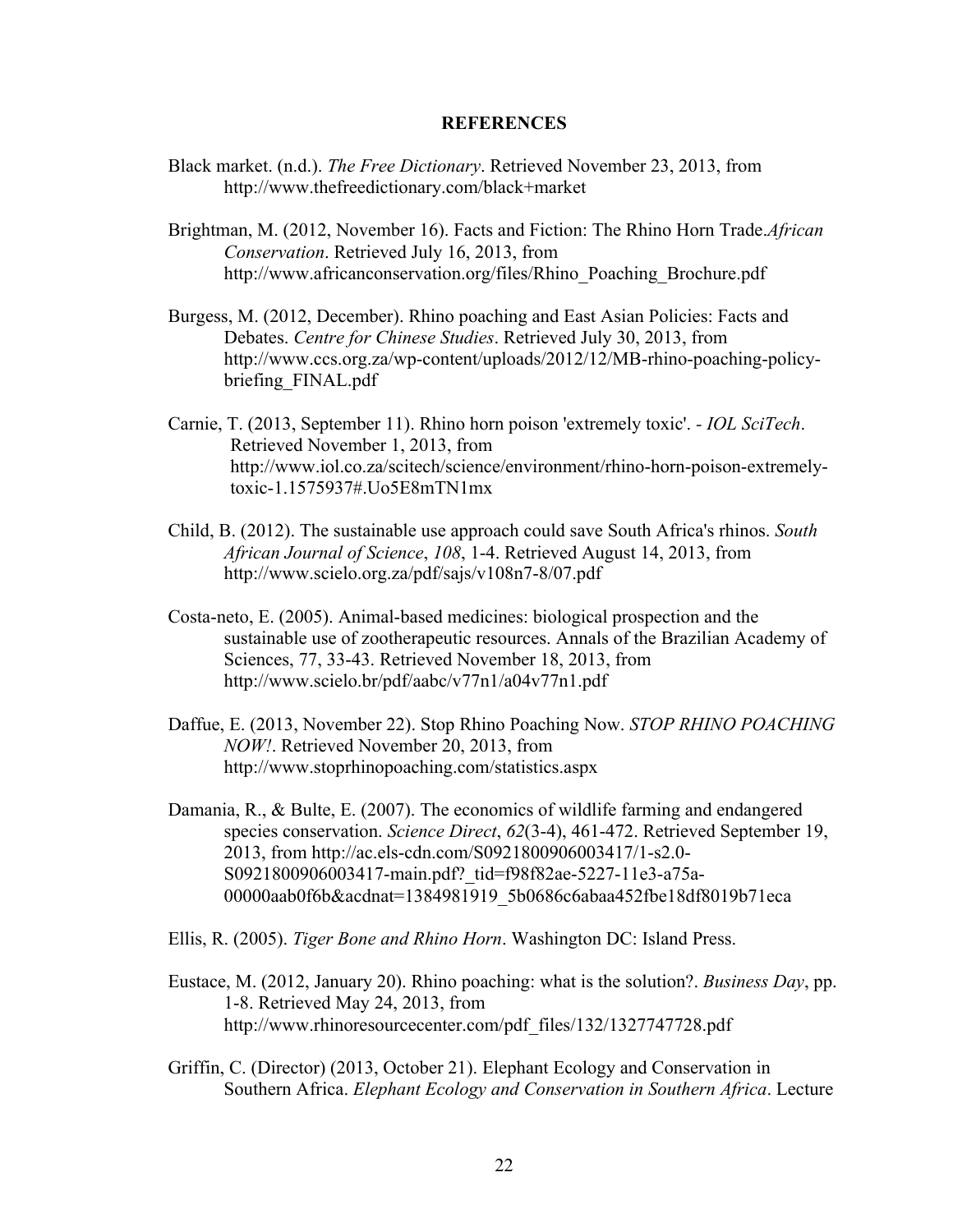**REFERENCES**

Black market. (n.d.). *The Free Dictionary*. Retrieved November 23, 2013, from http://www.thefreedictionary.com/black+market

Brightman, M. (2012, November 16). Facts and Fiction: The Rhino Horn Trade.*African Conservation*. Retrieved July 16, 2013, from http://www.africanconservation.org/files/Rhino_Poaching_Brochure.pdf

Burgess, M. (2012, December). Rhino poaching and East Asian Policies: Facts and Debates. *Centre for Chinese Studies*. Retrieved July 30, 2013, from http://www.ccs.org.za/wp-content/uploads/2012/12/MB-rhino-poaching-policy-briefing_FINAL.pdf

Carnie, T. (2013, September 11). Rhino horn poison 'extremely toxic'. *- IOL SciTech*. Retrieved November 1, 2013, from http://www.iol.co.za/scitech/science/environment/rhino-horn-poison-extremely-toxic-1.1575937#.Uo5E8mTN1mx

Child, B. (2012). The sustainable use approach could save South Africa's rhinos. *South African Journal of Science*, *108*, 1-4. Retrieved August 14, 2013, from http://www.scielo.org.za/pdf/sajs/v108n7-8/07.pdf

Costa-neto, E. (2005). Animal-based medicines: biological prospection and the sustainable use of zootherapeutic resources. Annals of the Brazilian Academy of Sciences, 77, 33-43. Retrieved November 18, 2013, from http://www.scielo.br/pdf/aabc/v77n1/a04v77n1.pdf

Daffue, E. (2013, November 22). Stop Rhino Poaching Now. *STOP RHINO POACHING NOW!*. Retrieved November 20, 2013, from http://www.stoprhinopoaching.com/statistics.aspx

Damania, R., & Bulte, E. (2007). The economics of wildlife farming and endangered species conservation. *Science Direct*, *62*(3-4), 461-472. Retrieved September 19, 2013, from http://ac.els-cdn.com/S0921800906003417/1-s2.0-S0921800906003417-main.pdf?_tid=f98f82ae-5227-11e3-a75a-00000aab0f6b&acdnat=1384981919_5b0686c6abaa452fbe18df8019b71eca

Ellis, R. (2005). *Tiger Bone and Rhino Horn*. Washington DC: Island Press.

Eustace, M. (2012, January 20). Rhino poaching: what is the solution?. *Business Day*, pp. 1-8. Retrieved May 24, 2013, from http://www.rhinoresourcecenter.com/pdf_files/132/1327747728.pdf

Griffin, C. (Director) (2013, October 21). Elephant Ecology and Conservation in Southern Africa. *Elephant Ecology and Conservation in Southern Africa*. Lecture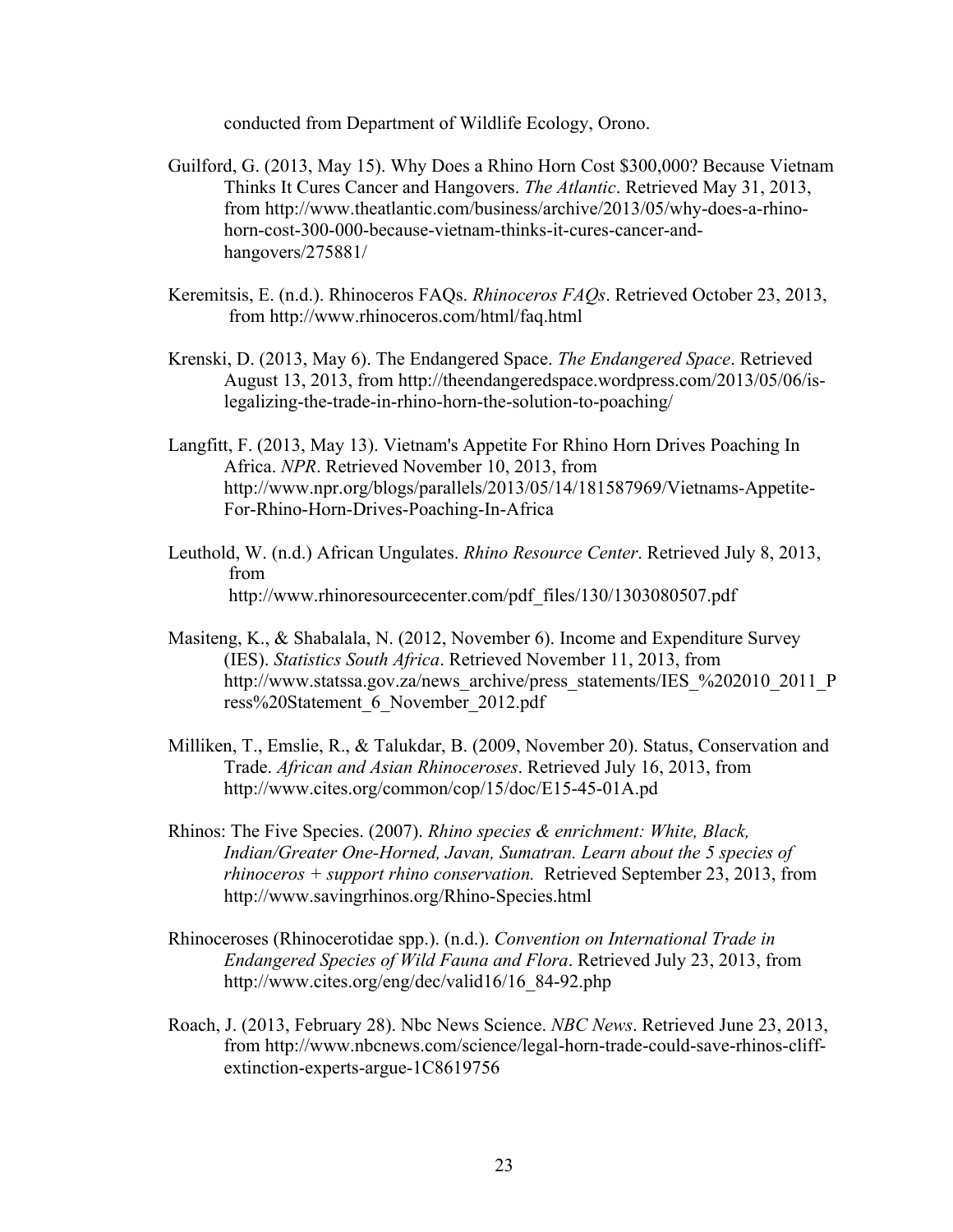conducted from Department of Wildlife Ecology, Orono.

Guilford, G. (2013, May 15). Why Does a Rhino Horn Cost $300,000? Because Vietnam Thinks It Cures Cancer and Hangovers. *The Atlantic*. Retrieved May 31, 2013, from http://www.theatlantic.com/business/archive/2013/05/why-does-a-rhino-horn-cost-300-000-because-vietnam-thinks-it-cures-cancer-and-hangovers/275881/

Keremitsis, E. (n.d.). Rhinoceros FAQs. *Rhinoceros FAQs*. Retrieved October 23, 2013, from http://www.rhinoceros.com/html/faq.html

Krenski, D. (2013, May 6). The Endangered Space. *The Endangered Space*. Retrieved August 13, 2013, from http://theendangeredspace.wordpress.com/2013/05/06/is-legalizing-the-trade-in-rhino-horn-the-solution-to-poaching/

Langfitt, F. (2013, May 13). Vietnam's Appetite For Rhino Horn Drives Poaching In Africa. *NPR*. Retrieved November 10, 2013, from http://www.npr.org/blogs/parallels/2013/05/14/181587969/Vietnams-Appetite-For-Rhino-Horn-Drives-Poaching-In-Africa

Leuthold, W. (n.d.) African Ungulates. *Rhino Resource Center*. Retrieved July 8, 2013, from http://www.rhinoresourcecenter.com/pdf_files/130/1303080507.pdf

Masiteng, K., & Shabalala, N. (2012, November 6). Income and Expenditure Survey (IES). *Statistics South Africa*. Retrieved November 11, 2013, from http://www.statssa.gov.za/news_archive/press_statements/IES_%202010_2011_Press%20Statement_6_November_2012.pdf

Milliken, T., Emslie, R., & Talukdar, B. (2009, November 20). Status, Conservation and Trade. *African and Asian Rhinoceroses*. Retrieved July 16, 2013, from http://www.cites.org/common/cop/15/doc/E15-45-01A.pd

Rhinos: The Five Species. (2007). *Rhino species & enrichment: White, Black, Indian/Greater One-Horned, Javan, Sumatran. Learn about the 5 species of rhinoceros + support rhino conservation.* Retrieved September 23, 2013, from http://www.savingrhinos.org/Rhino-Species.html

Rhinoceroses (Rhinocerotidae spp.). (n.d.). *Convention on International Trade in Endangered Species of Wild Fauna and Flora*. Retrieved July 23, 2013, from http://www.cites.org/eng/dec/valid16/16_84-92.php

Roach, J. (2013, February 28). Nbc News Science. *NBC News*. Retrieved June 23, 2013, from http://www.nbcnews.com/science/legal-horn-trade-could-save-rhinos-cliff-extinction-experts-argue-1C8619756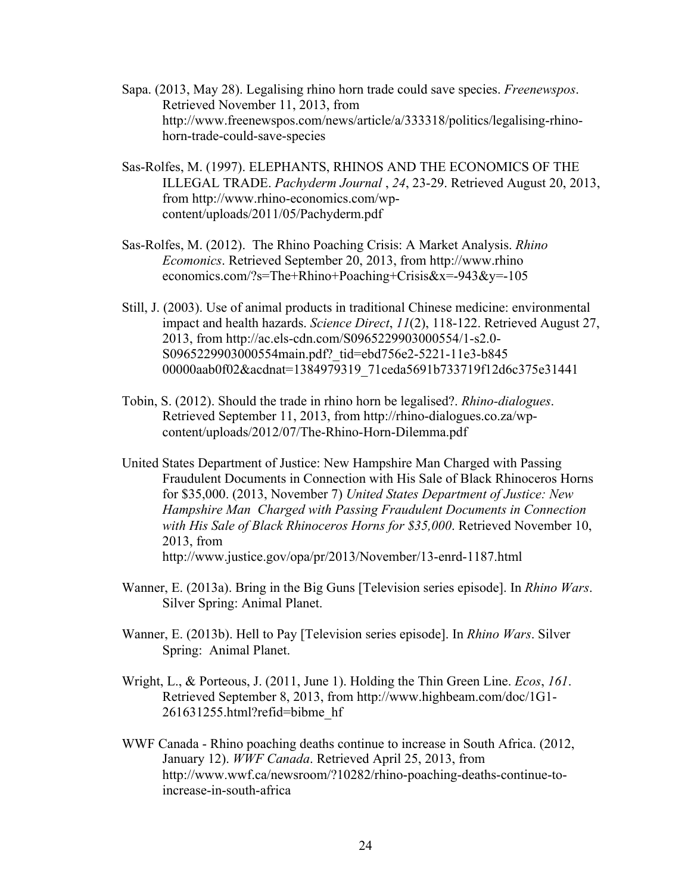Sapa. (2013, May 28). Legalising rhino horn trade could save species. *Freenewspos*. Retrieved November 11, 2013, from http://www.freenewspos.com/news/article/a/333318/politics/legalising-rhino-horn-trade-could-save-species

Sas-Rolfes, M. (1997). ELEPHANTS, RHINOS AND THE ECONOMICS OF THE ILLEGAL TRADE. *Pachyderm Journal* , *24*, 23-29. Retrieved August 20, 2013, from http://www.rhino-economics.com/wp-content/uploads/2011/05/Pachyderm.pdf

Sas-Rolfes, M. (2012). The Rhino Poaching Crisis: A Market Analysis. *Rhino Ecomonics*. Retrieved September 20, 2013, from http://www.rhino economics.com/?s=The+Rhino+Poaching+Crisis&x=-943&y=-105

Still, J. (2003). Use of animal products in traditional Chinese medicine: environmental impact and health hazards. *Science Direct*, *11*(2), 118-122. Retrieved August 27, 2013, from http://ac.els-cdn.com/S0965229903000554/1-s2.0-S0965229903000554main.pdf?_tid=ebd756e2-5221-11e3-b845 00000aab0f02&acdnat=1384979319_71ceda5691b733719f12d6c375e31441

Tobin, S. (2012). Should the trade in rhino horn be legalised?. *Rhino-dialogues*. Retrieved September 11, 2013, from http://rhino-dialogues.co.za/wp-content/uploads/2012/07/The-Rhino-Horn-Dilemma.pdf

United States Department of Justice: New Hampshire Man Charged with Passing Fraudulent Documents in Connection with His Sale of Black Rhinoceros Horns for $35,000. (2013, November 7) *United States Department of Justice: New Hampshire Man Charged with Passing Fraudulent Documents in Connection with His Sale of Black Rhinoceros Horns for $35,000*. Retrieved November 10, 2013, from http://www.justice.gov/opa/pr/2013/November/13-enrd-1187.html

Wanner, E. (2013a). Bring in the Big Guns [Television series episode]. In *Rhino Wars*. Silver Spring: Animal Planet.

Wanner, E. (2013b). Hell to Pay [Television series episode]. In *Rhino Wars*. Silver Spring: Animal Planet.

Wright, L., & Porteous, J. (2011, June 1). Holding the Thin Green Line. *Ecos*, *161*. Retrieved September 8, 2013, from http://www.highbeam.com/doc/1G1-261631255.html?refid=bibme_hf

WWF Canada - Rhino poaching deaths continue to increase in South Africa. (2012, January 12). *WWF Canada*. Retrieved April 25, 2013, from http://www.wwf.ca/newsroom/?10282/rhino-poaching-deaths-continue-to-increase-in-south-africa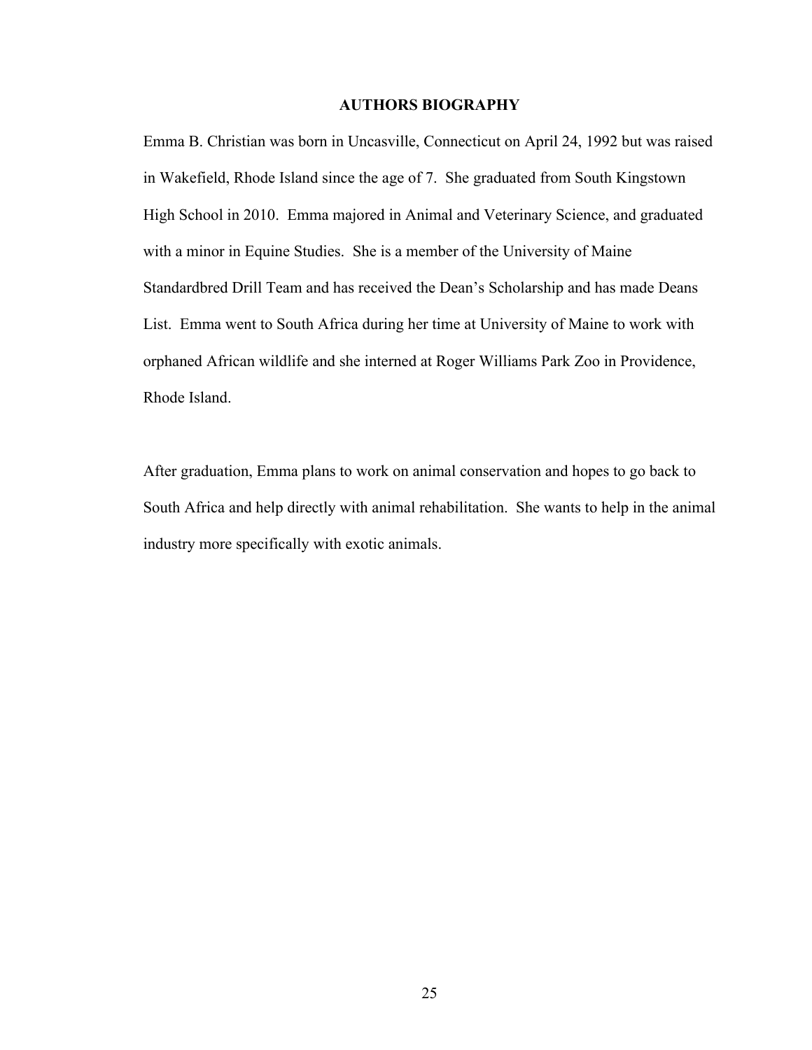## AUTHORS BIOGRAPHY

Emma B. Christian was born in Uncasville, Connecticut on April 24, 1992 but was raised in Wakefield, Rhode Island since the age of 7. She graduated from South Kingstown High School in 2010. Emma majored in Animal and Veterinary Science, and graduated with a minor in Equine Studies. She is a member of the University of Maine Standardbred Drill Team and has received the Dean's Scholarship and has made Deans List. Emma went to South Africa during her time at University of Maine to work with orphaned African wildlife and she interned at Roger Williams Park Zoo in Providence, Rhode Island.

After graduation, Emma plans to work on animal conservation and hopes to go back to South Africa and help directly with animal rehabilitation. She wants to help in the animal industry more specifically with exotic animals.